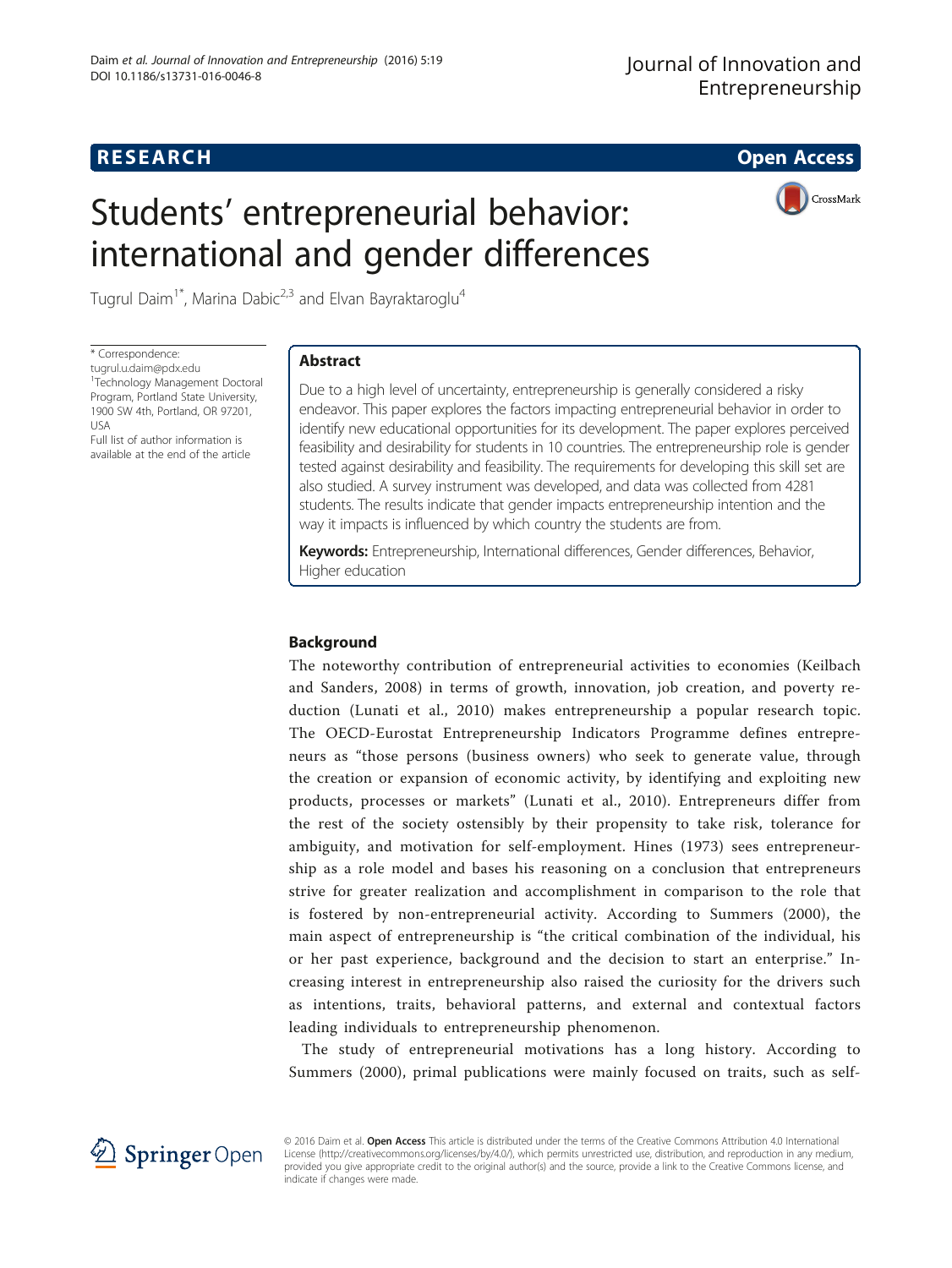**RESEARCH** **Open Access**

# Students' entrepreneurial behavior: international and gender differences

Tugrul Daim[1*], Marina Dabic[2,3] and Elvan Bayraktaroglu[4]

\* Correspondence: tugrul.u.daim@pdx.edu
[1]Technology Management Doctoral Program, Portland State University, 1900 SW 4th, Portland, OR 97201, USA
Full list of author information is available at the end of the article

## Abstract

Due to a high level of uncertainty, entrepreneurship is generally considered a risky endeavor. This paper explores the factors impacting entrepreneurial behavior in order to identify new educational opportunities for its development. The paper explores perceived feasibility and desirability for students in 10 countries. The entrepreneurship role is gender tested against desirability and feasibility. The requirements for developing this skill set are also studied. A survey instrument was developed, and data was collected from 4281 students. The results indicate that gender impacts entrepreneurship intention and the way it impacts is influenced by which country the students are from.

**Keywords:** Entrepreneurship, International differences, Gender differences, Behavior, Higher education

## Background

The noteworthy contribution of entrepreneurial activities to economies (Keilbach and Sanders, 2008) in terms of growth, innovation, job creation, and poverty reduction (Lunati et al., 2010) makes entrepreneurship a popular research topic. The OECD-Eurostat Entrepreneurship Indicators Programme defines entrepreneurs as "those persons (business owners) who seek to generate value, through the creation or expansion of economic activity, by identifying and exploiting new products, processes or markets" (Lunati et al., 2010). Entrepreneurs differ from the rest of the society ostensibly by their propensity to take risk, tolerance for ambiguity, and motivation for self-employment. Hines (1973) sees entrepreneurship as a role model and bases his reasoning on a conclusion that entrepreneurs strive for greater realization and accomplishment in comparison to the role that is fostered by non-entrepreneurial activity. According to Summers (2000), the main aspect of entrepreneurship is "the critical combination of the individual, his or her past experience, background and the decision to start an enterprise." Increasing interest in entrepreneurship also raised the curiosity for the drivers such as intentions, traits, behavioral patterns, and external and contextual factors leading individuals to entrepreneurship phenomenon.

The study of entrepreneurial motivations has a long history. According to Summers (2000), primal publications were mainly focused on traits, such as self-

© 2016 Daim et al. **Open Access** This article is distributed under the terms of the Creative Commons Attribution 4.0 International License (http://creativecommons.org/licenses/by/4.0/), which permits unrestricted use, distribution, and reproduction in any medium, provided you give appropriate credit to the original author(s) and the source, provide a link to the Creative Commons license, and indicate if changes were made.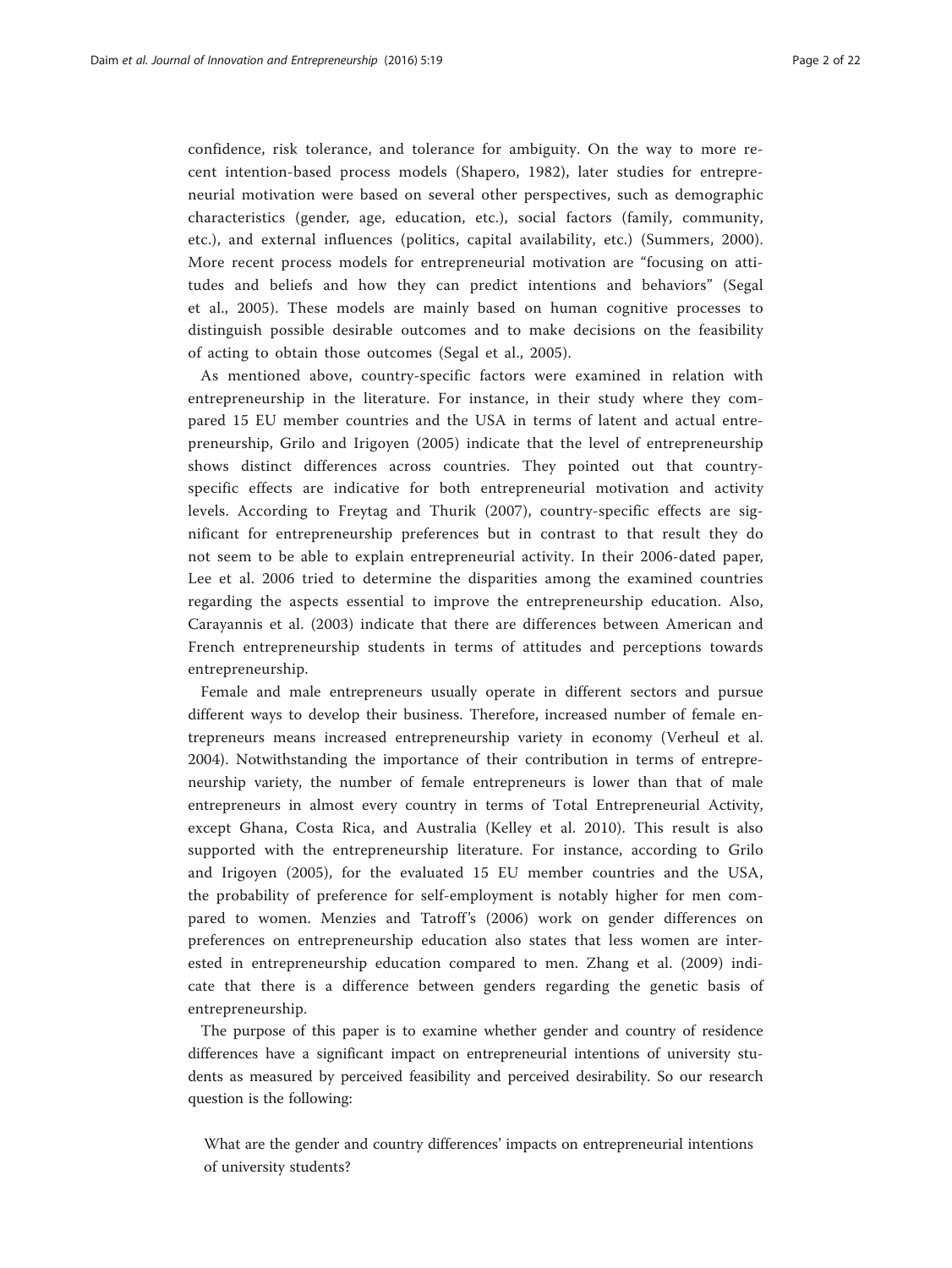confidence, risk tolerance, and tolerance for ambiguity. On the way to more recent intention-based process models (Shapero, 1982), later studies for entrepreneurial motivation were based on several other perspectives, such as demographic characteristics (gender, age, education, etc.), social factors (family, community, etc.), and external influences (politics, capital availability, etc.) (Summers, 2000). More recent process models for entrepreneurial motivation are "focusing on attitudes and beliefs and how they can predict intentions and behaviors" (Segal et al., 2005). These models are mainly based on human cognitive processes to distinguish possible desirable outcomes and to make decisions on the feasibility of acting to obtain those outcomes (Segal et al., 2005).

As mentioned above, country-specific factors were examined in relation with entrepreneurship in the literature. For instance, in their study where they compared 15 EU member countries and the USA in terms of latent and actual entrepreneurship, Grilo and Irigoyen (2005) indicate that the level of entrepreneurship shows distinct differences across countries. They pointed out that country-specific effects are indicative for both entrepreneurial motivation and activity levels. According to Freytag and Thurik (2007), country-specific effects are significant for entrepreneurship preferences but in contrast to that result they do not seem to be able to explain entrepreneurial activity. In their 2006-dated paper, Lee et al. 2006 tried to determine the disparities among the examined countries regarding the aspects essential to improve the entrepreneurship education. Also, Carayannis et al. (2003) indicate that there are differences between American and French entrepreneurship students in terms of attitudes and perceptions towards entrepreneurship.

Female and male entrepreneurs usually operate in different sectors and pursue different ways to develop their business. Therefore, increased number of female entrepreneurs means increased entrepreneurship variety in economy (Verheul et al. 2004). Notwithstanding the importance of their contribution in terms of entrepreneurship variety, the number of female entrepreneurs is lower than that of male entrepreneurs in almost every country in terms of Total Entrepreneurial Activity, except Ghana, Costa Rica, and Australia (Kelley et al. 2010). This result is also supported with the entrepreneurship literature. For instance, according to Grilo and Irigoyen (2005), for the evaluated 15 EU member countries and the USA, the probability of preference for self-employment is notably higher for men compared to women. Menzies and Tatroff's (2006) work on gender differences on preferences on entrepreneurship education also states that less women are interested in entrepreneurship education compared to men. Zhang et al. (2009) indicate that there is a difference between genders regarding the genetic basis of entrepreneurship.

The purpose of this paper is to examine whether gender and country of residence differences have a significant impact on entrepreneurial intentions of university students as measured by perceived feasibility and perceived desirability. So our research question is the following:

> What are the gender and country differences' impacts on entrepreneurial intentions of university students?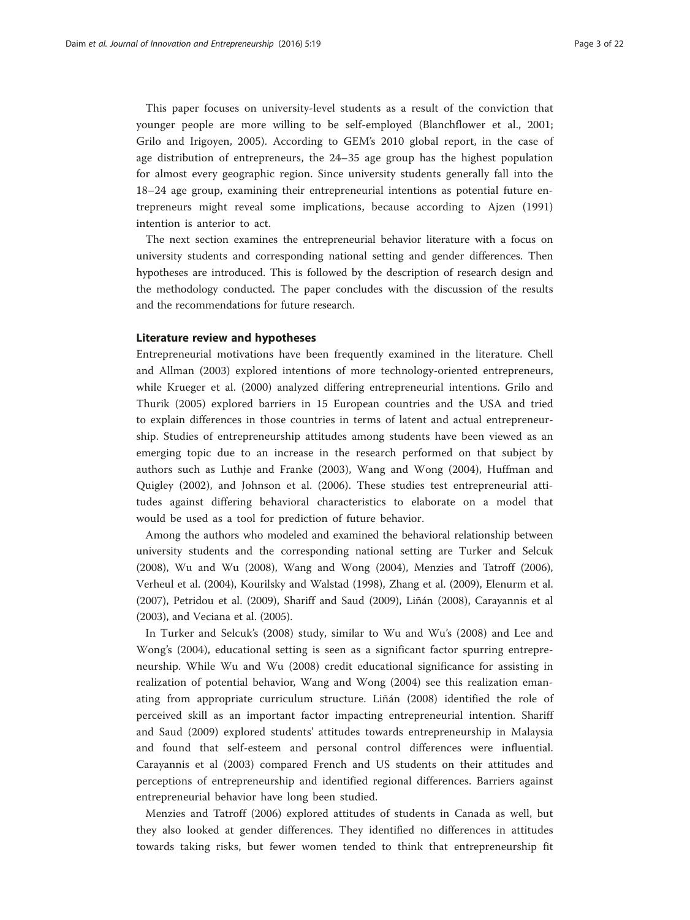This paper focuses on university-level students as a result of the conviction that younger people are more willing to be self-employed (Blanchflower et al., 2001; Grilo and Irigoyen, 2005). According to GEM's 2010 global report, in the case of age distribution of entrepreneurs, the 24–35 age group has the highest population for almost every geographic region. Since university students generally fall into the 18–24 age group, examining their entrepreneurial intentions as potential future entrepreneurs might reveal some implications, because according to Ajzen (1991) intention is anterior to act.

The next section examines the entrepreneurial behavior literature with a focus on university students and corresponding national setting and gender differences. Then hypotheses are introduced. This is followed by the description of research design and the methodology conducted. The paper concludes with the discussion of the results and the recommendations for future research.

## Literature review and hypotheses

Entrepreneurial motivations have been frequently examined in the literature. Chell and Allman (2003) explored intentions of more technology-oriented entrepreneurs, while Krueger et al. (2000) analyzed differing entrepreneurial intentions. Grilo and Thurik (2005) explored barriers in 15 European countries and the USA and tried to explain differences in those countries in terms of latent and actual entrepreneurship. Studies of entrepreneurship attitudes among students have been viewed as an emerging topic due to an increase in the research performed on that subject by authors such as Luthje and Franke (2003), Wang and Wong (2004), Huffman and Quigley (2002), and Johnson et al. (2006). These studies test entrepreneurial attitudes against differing behavioral characteristics to elaborate on a model that would be used as a tool for prediction of future behavior.

Among the authors who modeled and examined the behavioral relationship between university students and the corresponding national setting are Turker and Selcuk (2008), Wu and Wu (2008), Wang and Wong (2004), Menzies and Tatroff (2006), Verheul et al. (2004), Kourilsky and Walstad (1998), Zhang et al. (2009), Elenurm et al. (2007), Petridou et al. (2009), Shariff and Saud (2009), Liñán (2008), Carayannis et al (2003), and Veciana et al. (2005).

In Turker and Selcuk's (2008) study, similar to Wu and Wu's (2008) and Lee and Wong's (2004), educational setting is seen as a significant factor spurring entrepreneurship. While Wu and Wu (2008) credit educational significance for assisting in realization of potential behavior, Wang and Wong (2004) see this realization emanating from appropriate curriculum structure. Liñán (2008) identified the role of perceived skill as an important factor impacting entrepreneurial intention. Shariff and Saud (2009) explored students' attitudes towards entrepreneurship in Malaysia and found that self-esteem and personal control differences were influential. Carayannis et al (2003) compared French and US students on their attitudes and perceptions of entrepreneurship and identified regional differences. Barriers against entrepreneurial behavior have long been studied.

Menzies and Tatroff (2006) explored attitudes of students in Canada as well, but they also looked at gender differences. They identified no differences in attitudes towards taking risks, but fewer women tended to think that entrepreneurship fit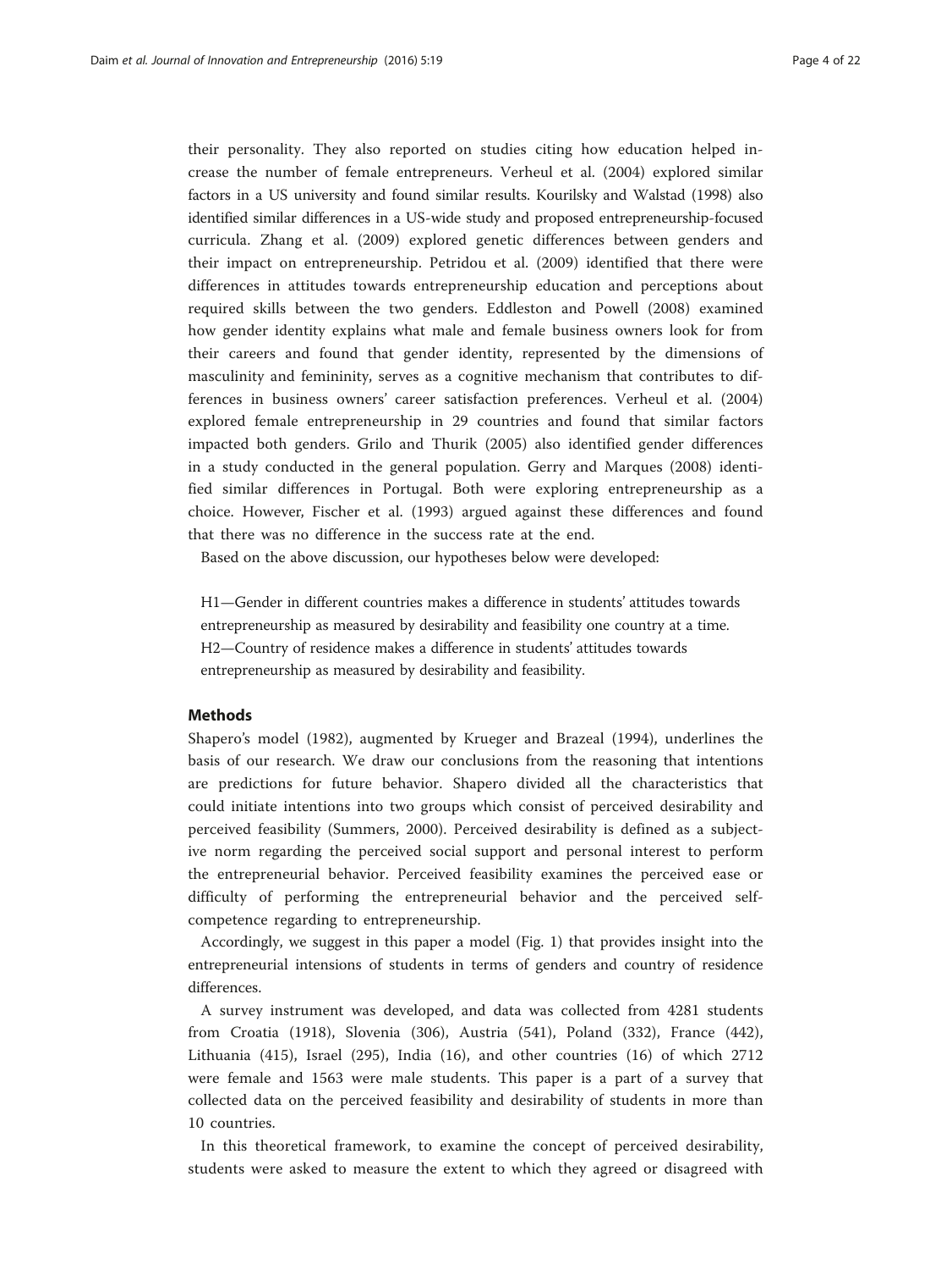their personality. They also reported on studies citing how education helped increase the number of female entrepreneurs. Verheul et al. (2004) explored similar factors in a US university and found similar results. Kourilsky and Walstad (1998) also identified similar differences in a US-wide study and proposed entrepreneurship-focused curricula. Zhang et al. (2009) explored genetic differences between genders and their impact on entrepreneurship. Petridou et al. (2009) identified that there were differences in attitudes towards entrepreneurship education and perceptions about required skills between the two genders. Eddleston and Powell (2008) examined how gender identity explains what male and female business owners look for from their careers and found that gender identity, represented by the dimensions of masculinity and femininity, serves as a cognitive mechanism that contributes to differences in business owners' career satisfaction preferences. Verheul et al. (2004) explored female entrepreneurship in 29 countries and found that similar factors impacted both genders. Grilo and Thurik (2005) also identified gender differences in a study conducted in the general population. Gerry and Marques (2008) identified similar differences in Portugal. Both were exploring entrepreneurship as a choice. However, Fischer et al. (1993) argued against these differences and found that there was no difference in the success rate at the end.

Based on the above discussion, our hypotheses below were developed:

H1—Gender in different countries makes a difference in students' attitudes towards entrepreneurship as measured by desirability and feasibility one country at a time.
H2—Country of residence makes a difference in students' attitudes towards entrepreneurship as measured by desirability and feasibility.

## Methods

Shapero's model (1982), augmented by Krueger and Brazeal (1994), underlines the basis of our research. We draw our conclusions from the reasoning that intentions are predictions for future behavior. Shapero divided all the characteristics that could initiate intentions into two groups which consist of perceived desirability and perceived feasibility (Summers, 2000). Perceived desirability is defined as a subjective norm regarding the perceived social support and personal interest to perform the entrepreneurial behavior. Perceived feasibility examines the perceived ease or difficulty of performing the entrepreneurial behavior and the perceived self-competence regarding to entrepreneurship.

Accordingly, we suggest in this paper a model (Fig. 1) that provides insight into the entrepreneurial intensions of students in terms of genders and country of residence differences.

A survey instrument was developed, and data was collected from 4281 students from Croatia (1918), Slovenia (306), Austria (541), Poland (332), France (442), Lithuania (415), Israel (295), India (16), and other countries (16) of which 2712 were female and 1563 were male students. This paper is a part of a survey that collected data on the perceived feasibility and desirability of students in more than 10 countries.

In this theoretical framework, to examine the concept of perceived desirability, students were asked to measure the extent to which they agreed or disagreed with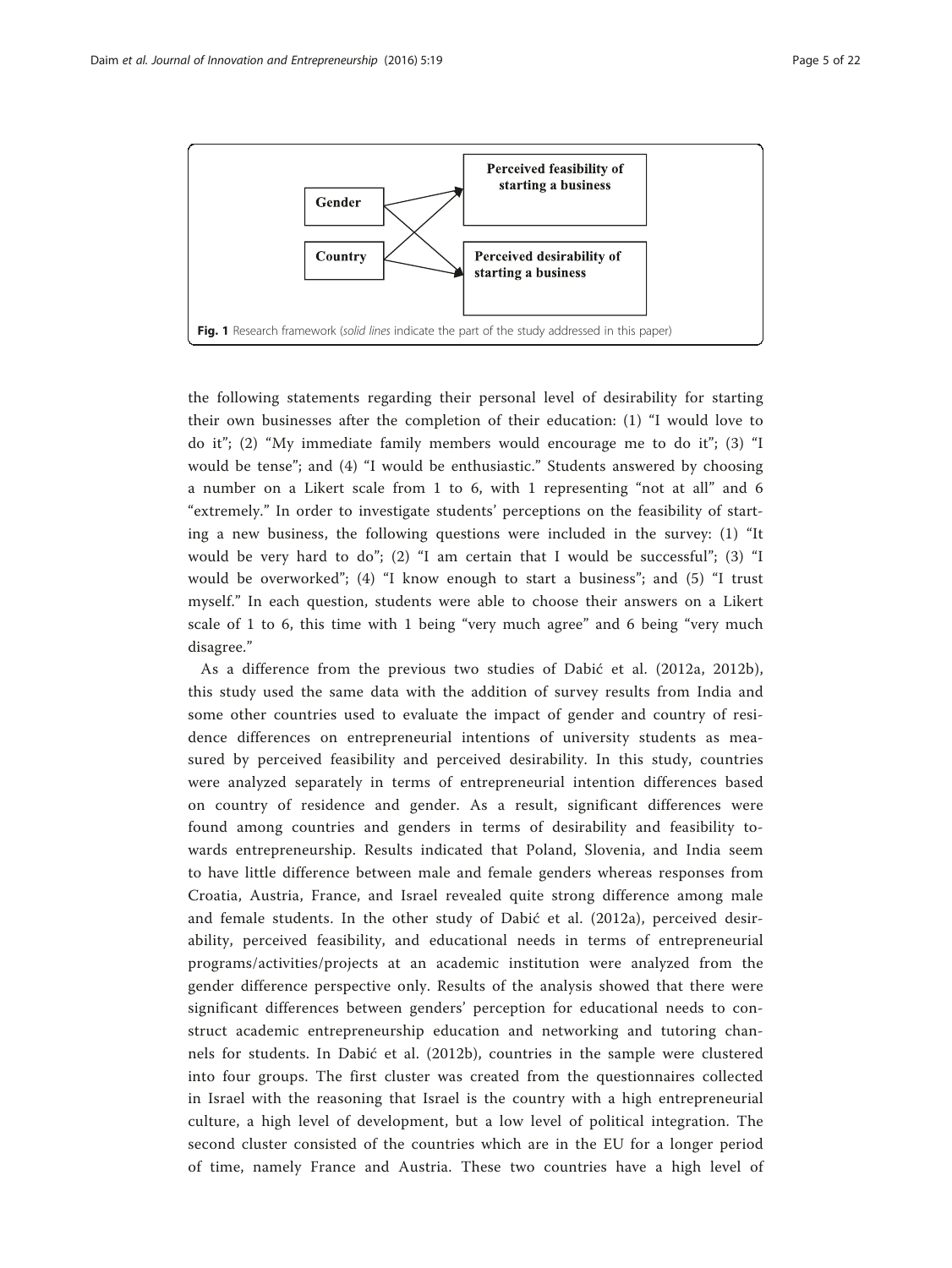Fig. 1 Research framework (*solid lines* indicate the part of the study addressed in this paper)

the following statements regarding their personal level of desirability for starting their own businesses after the completion of their education: (1) "I would love to do it"; (2) "My immediate family members would encourage me to do it"; (3) "I would be tense"; and (4) "I would be enthusiastic." Students answered by choosing a number on a Likert scale from 1 to 6, with 1 representing "not at all" and 6 "extremely." In order to investigate students' perceptions on the feasibility of starting a new business, the following questions were included in the survey: (1) "It would be very hard to do"; (2) "I am certain that I would be successful"; (3) "I would be overworked"; (4) "I know enough to start a business"; and (5) "I trust myself." In each question, students were able to choose their answers on a Likert scale of 1 to 6, this time with 1 being "very much agree" and 6 being "very much disagree."

As a difference from the previous two studies of Dabić et al. (2012a, 2012b), this study used the same data with the addition of survey results from India and some other countries used to evaluate the impact of gender and country of residence differences on entrepreneurial intentions of university students as measured by perceived feasibility and perceived desirability. In this study, countries were analyzed separately in terms of entrepreneurial intention differences based on country of residence and gender. As a result, significant differences were found among countries and genders in terms of desirability and feasibility towards entrepreneurship. Results indicated that Poland, Slovenia, and India seem to have little difference between male and female genders whereas responses from Croatia, Austria, France, and Israel revealed quite strong difference among male and female students. In the other study of Dabić et al. (2012a), perceived desirability, perceived feasibility, and educational needs in terms of entrepreneurial programs/activities/projects at an academic institution were analyzed from the gender difference perspective only. Results of the analysis showed that there were significant differences between genders' perception for educational needs to construct academic entrepreneurship education and networking and tutoring channels for students. In Dabić et al. (2012b), countries in the sample were clustered into four groups. The first cluster was created from the questionnaires collected in Israel with the reasoning that Israel is the country with a high entrepreneurial culture, a high level of development, but a low level of political integration. The second cluster consisted of the countries which are in the EU for a longer period of time, namely France and Austria. These two countries have a high level of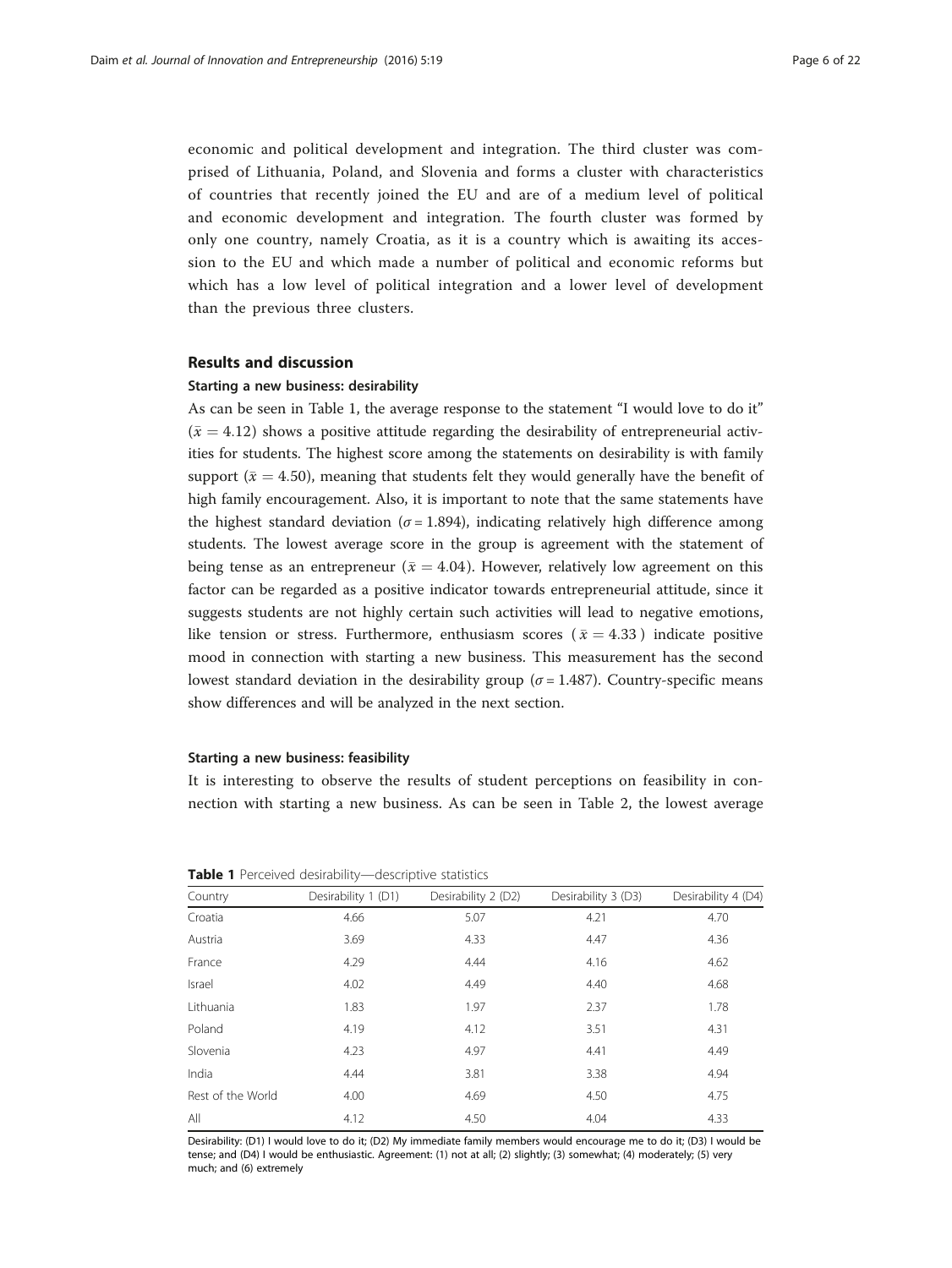economic and political development and integration. The third cluster was comprised of Lithuania, Poland, and Slovenia and forms a cluster with characteristics of countries that recently joined the EU and are of a medium level of political and economic development and integration. The fourth cluster was formed by only one country, namely Croatia, as it is a country which is awaiting its accession to the EU and which made a number of political and economic reforms but which has a low level of political integration and a lower level of development than the previous three clusters.

## Results and discussion

### Starting a new business: desirability

As can be seen in Table 1, the average response to the statement "I would love to do it" ($\bar{x} = 4.12$) shows a positive attitude regarding the desirability of entrepreneurial activities for students. The highest score among the statements on desirability is with family support ($\bar{x} = 4.50$), meaning that students felt they would generally have the benefit of high family encouragement. Also, it is important to note that the same statements have the highest standard deviation ($\sigma = 1.894$), indicating relatively high difference among students. The lowest average score in the group is agreement with the statement of being tense as an entrepreneur ($\bar{x} = 4.04$). However, relatively low agreement on this factor can be regarded as a positive indicator towards entrepreneurial attitude, since it suggests students are not highly certain such activities will lead to negative emotions, like tension or stress. Furthermore, enthusiasm scores ($\bar{x} = 4.33$) indicate positive mood in connection with starting a new business. This measurement has the second lowest standard deviation in the desirability group ($\sigma = 1.487$). Country-specific means show differences and will be analyzed in the next section.

### Starting a new business: feasibility

It is interesting to observe the results of student perceptions on feasibility in connection with starting a new business. As can be seen in Table 2, the lowest average

**Table 1** Perceived desirability—descriptive statistics

| Country | Desirability 1 (D1) | Desirability 2 (D2) | Desirability 3 (D3) | Desirability 4 (D4) |
|---|---|---|---|---|
| Croatia | 4.66 | 5.07 | 4.21 | 4.70 |
| Austria | 3.69 | 4.33 | 4.47 | 4.36 |
| France | 4.29 | 4.44 | 4.16 | 4.62 |
| Israel | 4.02 | 4.49 | 4.40 | 4.68 |
| Lithuania | 1.83 | 1.97 | 2.37 | 1.78 |
| Poland | 4.19 | 4.12 | 3.51 | 4.31 |
| Slovenia | 4.23 | 4.97 | 4.41 | 4.49 |
| India | 4.44 | 3.81 | 3.38 | 4.94 |
| Rest of the World | 4.00 | 4.69 | 4.50 | 4.75 |
| All | 4.12 | 4.50 | 4.04 | 4.33 |

Desirability: (D1) I would love to do it; (D2) My immediate family members would encourage me to do it; (D3) I would be tense; and (D4) I would be enthusiastic. Agreement: (1) not at all; (2) slightly; (3) somewhat; (4) moderately; (5) very much; and (6) extremely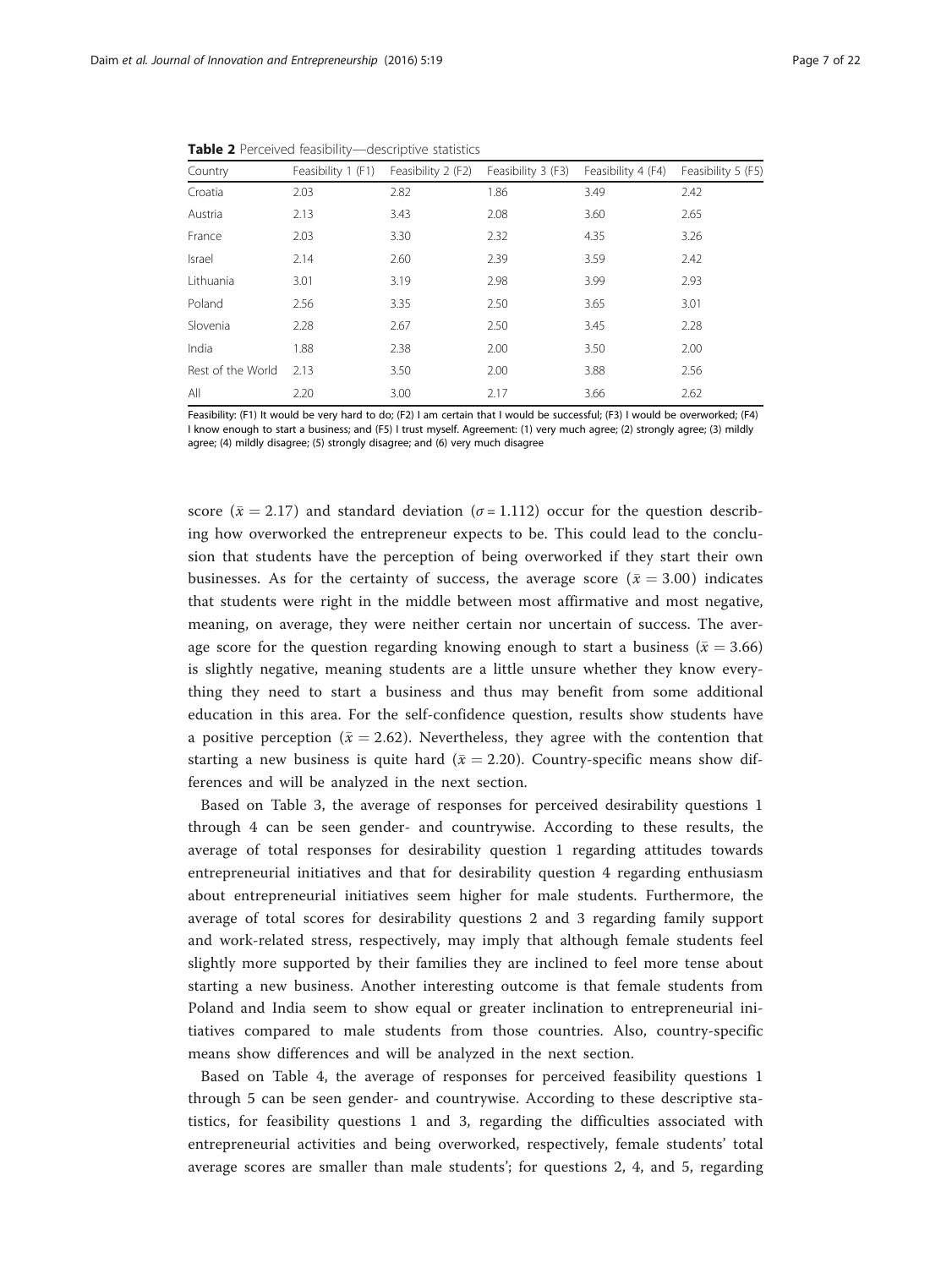**Table 2** Perceived feasibility—descriptive statistics

| Country | Feasibility 1 (F1) | Feasibility 2 (F2) | Feasibility 3 (F3) | Feasibility 4 (F4) | Feasibility 5 (F5) |
|---|---|---|---|---|---|
| Croatia | 2.03 | 2.82 | 1.86 | 3.49 | 2.42 |
| Austria | 2.13 | 3.43 | 2.08 | 3.60 | 2.65 |
| France | 2.03 | 3.30 | 2.32 | 4.35 | 3.26 |
| Israel | 2.14 | 2.60 | 2.39 | 3.59 | 2.42 |
| Lithuania | 3.01 | 3.19 | 2.98 | 3.99 | 2.93 |
| Poland | 2.56 | 3.35 | 2.50 | 3.65 | 3.01 |
| Slovenia | 2.28 | 2.67 | 2.50 | 3.45 | 2.28 |
| India | 1.88 | 2.38 | 2.00 | 3.50 | 2.00 |
| Rest of the World | 2.13 | 3.50 | 2.00 | 3.88 | 2.56 |
| All | 2.20 | 3.00 | 2.17 | 3.66 | 2.62 |

Feasibility: (F1) It would be very hard to do; (F2) I am certain that I would be successful; (F3) I would be overworked; (F4) I know enough to start a business; and (F5) I trust myself. Agreement: (1) very much agree; (2) strongly agree; (3) mildly agree; (4) mildly disagree; (5) strongly disagree; and (6) very much disagree

score ($\bar{x} = 2.17$) and standard deviation ($\sigma = 1.112$) occur for the question describing how overworked the entrepreneur expects to be. This could lead to the conclusion that students have the perception of being overworked if they start their own businesses. As for the certainty of success, the average score ($\bar{x} = 3.00$) indicates that students were right in the middle between most affirmative and most negative, meaning, on average, they were neither certain nor uncertain of success. The average score for the question regarding knowing enough to start a business ($\bar{x} = 3.66$) is slightly negative, meaning students are a little unsure whether they know everything they need to start a business and thus may benefit from some additional education in this area. For the self-confidence question, results show students have a positive perception ($\bar{x} = 2.62$). Nevertheless, they agree with the contention that starting a new business is quite hard ($\bar{x} = 2.20$). Country-specific means show differences and will be analyzed in the next section.

Based on Table 3, the average of responses for perceived desirability questions 1 through 4 can be seen gender- and countrywise. According to these results, the average of total responses for desirability question 1 regarding attitudes towards entrepreneurial initiatives and that for desirability question 4 regarding enthusiasm about entrepreneurial initiatives seem higher for male students. Furthermore, the average of total scores for desirability questions 2 and 3 regarding family support and work-related stress, respectively, may imply that although female students feel slightly more supported by their families they are inclined to feel more tense about starting a new business. Another interesting outcome is that female students from Poland and India seem to show equal or greater inclination to entrepreneurial initiatives compared to male students from those countries. Also, country-specific means show differences and will be analyzed in the next section.

Based on Table 4, the average of responses for perceived feasibility questions 1 through 5 can be seen gender- and countrywise. According to these descriptive statistics, for feasibility questions 1 and 3, regarding the difficulties associated with entrepreneurial activities and being overworked, respectively, female students' total average scores are smaller than male students'; for questions 2, 4, and 5, regarding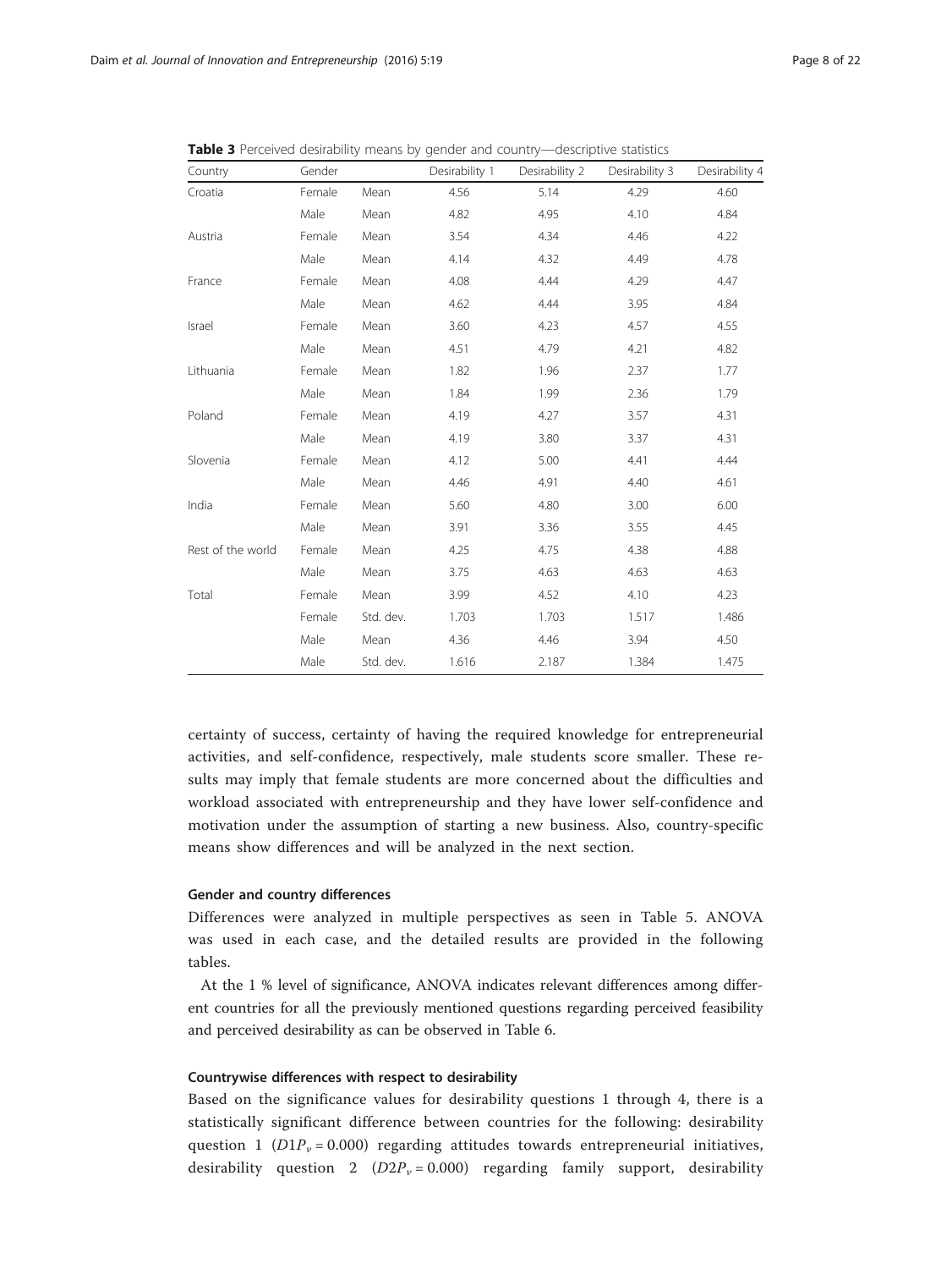**Table 3** Perceived desirability means by gender and country—descriptive statistics

| Country | Gender | | Desirability 1 | Desirability 2 | Desirability 3 | Desirability 4 |
|---|---|---|---|---|---|---|
| Croatia | Female | Mean | 4.56 | 5.14 | 4.29 | 4.60 |
| | Male | Mean | 4.82 | 4.95 | 4.10 | 4.84 |
| Austria | Female | Mean | 3.54 | 4.34 | 4.46 | 4.22 |
| | Male | Mean | 4.14 | 4.32 | 4.49 | 4.78 |
| France | Female | Mean | 4.08 | 4.44 | 4.29 | 4.47 |
| | Male | Mean | 4.62 | 4.44 | 3.95 | 4.84 |
| Israel | Female | Mean | 3.60 | 4.23 | 4.57 | 4.55 |
| | Male | Mean | 4.51 | 4.79 | 4.21 | 4.82 |
| Lithuania | Female | Mean | 1.82 | 1.96 | 2.37 | 1.77 |
| | Male | Mean | 1.84 | 1.99 | 2.36 | 1.79 |
| Poland | Female | Mean | 4.19 | 4.27 | 3.57 | 4.31 |
| | Male | Mean | 4.19 | 3.80 | 3.37 | 4.31 |
| Slovenia | Female | Mean | 4.12 | 5.00 | 4.41 | 4.44 |
| | Male | Mean | 4.46 | 4.91 | 4.40 | 4.61 |
| India | Female | Mean | 5.60 | 4.80 | 3.00 | 6.00 |
| | Male | Mean | 3.91 | 3.36 | 3.55 | 4.45 |
| Rest of the world | Female | Mean | 4.25 | 4.75 | 4.38 | 4.88 |
| | Male | Mean | 3.75 | 4.63 | 4.63 | 4.63 |
| Total | Female | Mean | 3.99 | 4.52 | 4.10 | 4.23 |
| | Female | Std. dev. | 1.703 | 1.703 | 1.517 | 1.486 |
| | Male | Mean | 4.36 | 4.46 | 3.94 | 4.50 |
| | Male | Std. dev. | 1.616 | 2.187 | 1.384 | 1.475 |

certainty of success, certainty of having the required knowledge for entrepreneurial activities, and self-confidence, respectively, male students score smaller. These results may imply that female students are more concerned about the difficulties and workload associated with entrepreneurship and they have lower self-confidence and motivation under the assumption of starting a new business. Also, country-specific means show differences and will be analyzed in the next section.

#### Gender and country differences

Differences were analyzed in multiple perspectives as seen in Table 5. ANOVA was used in each case, and the detailed results are provided in the following tables.

At the 1 % level of significance, ANOVA indicates relevant differences among different countries for all the previously mentioned questions regarding perceived feasibility and perceived desirability as can be observed in Table 6.

#### Countrywise differences with respect to desirability

Based on the significance values for desirability questions 1 through 4, there is a statistically significant difference between countries for the following: desirability question 1 ($D1P_v = 0.000$) regarding attitudes towards entrepreneurial initiatives, desirability question 2 ($D2P_v = 0.000$) regarding family support, desirability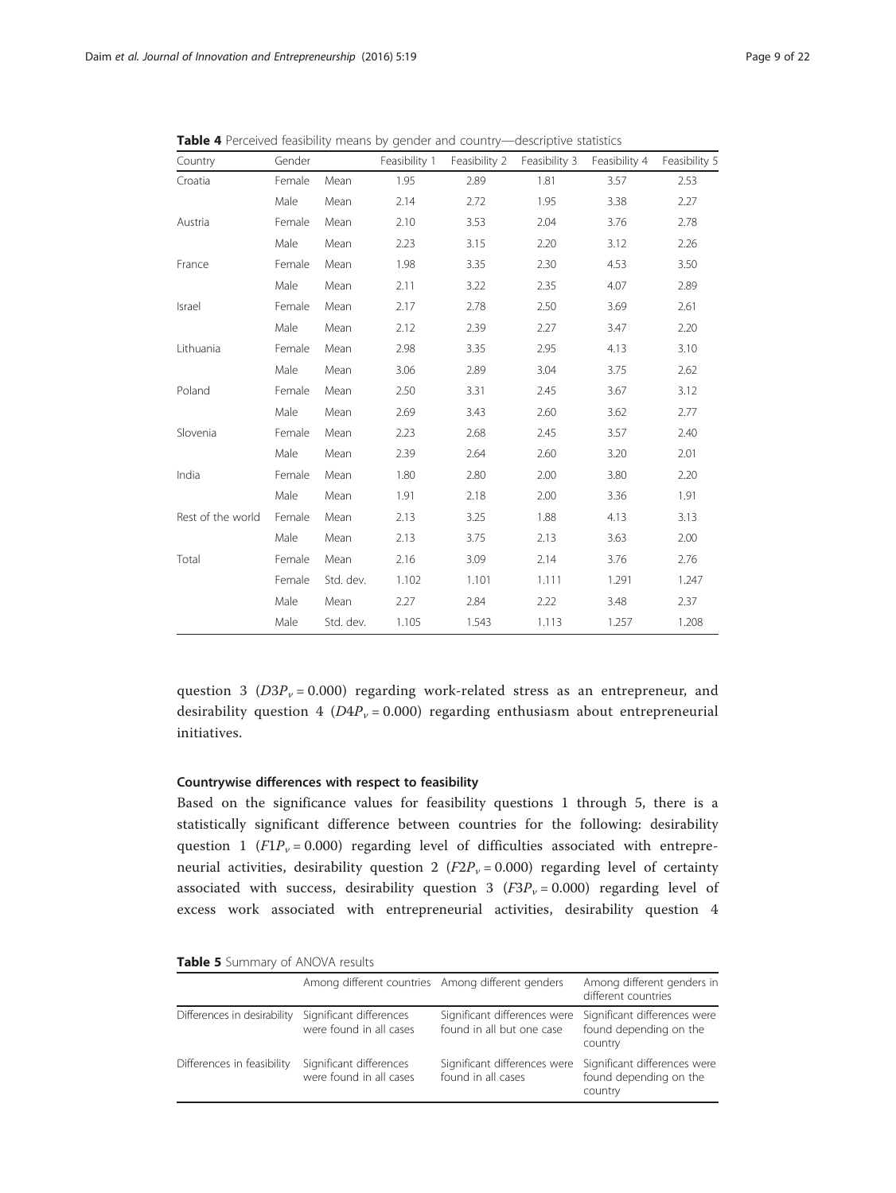**Table 4** Perceived feasibility means by gender and country—descriptive statistics

| Country | Gender | | Feasibility 1 | Feasibility 2 | Feasibility 3 | Feasibility 4 | Feasibility 5 |
|---|---|---|---|---|---|---|---|
| Croatia | Female | Mean | 1.95 | 2.89 | 1.81 | 3.57 | 2.53 |
| | Male | Mean | 2.14 | 2.72 | 1.95 | 3.38 | 2.27 |
| Austria | Female | Mean | 2.10 | 3.53 | 2.04 | 3.76 | 2.78 |
| | Male | Mean | 2.23 | 3.15 | 2.20 | 3.12 | 2.26 |
| France | Female | Mean | 1.98 | 3.35 | 2.30 | 4.53 | 3.50 |
| | Male | Mean | 2.11 | 3.22 | 2.35 | 4.07 | 2.89 |
| Israel | Female | Mean | 2.17 | 2.78 | 2.50 | 3.69 | 2.61 |
| | Male | Mean | 2.12 | 2.39 | 2.27 | 3.47 | 2.20 |
| Lithuania | Female | Mean | 2.98 | 3.35 | 2.95 | 4.13 | 3.10 |
| | Male | Mean | 3.06 | 2.89 | 3.04 | 3.75 | 2.62 |
| Poland | Female | Mean | 2.50 | 3.31 | 2.45 | 3.67 | 3.12 |
| | Male | Mean | 2.69 | 3.43 | 2.60 | 3.62 | 2.77 |
| Slovenia | Female | Mean | 2.23 | 2.68 | 2.45 | 3.57 | 2.40 |
| | Male | Mean | 2.39 | 2.64 | 2.60 | 3.20 | 2.01 |
| India | Female | Mean | 1.80 | 2.80 | 2.00 | 3.80 | 2.20 |
| | Male | Mean | 1.91 | 2.18 | 2.00 | 3.36 | 1.91 |
| Rest of the world | Female | Mean | 2.13 | 3.25 | 1.88 | 4.13 | 3.13 |
| | Male | Mean | 2.13 | 3.75 | 2.13 | 3.63 | 2.00 |
| Total | Female | Mean | 2.16 | 3.09 | 2.14 | 3.76 | 2.76 |
| | Female | Std. dev. | 1.102 | 1.101 | 1.111 | 1.291 | 1.247 |
| | Male | Mean | 2.27 | 2.84 | 2.22 | 3.48 | 2.37 |
| | Male | Std. dev. | 1.105 | 1.543 | 1.113 | 1.257 | 1.208 |

question 3 ($D3P_v = 0.000$) regarding work-related stress as an entrepreneur, and desirability question 4 ($D4P_v = 0.000$) regarding enthusiasm about entrepreneurial initiatives.

#### Countrywise differences with respect to feasibility

Based on the significance values for feasibility questions 1 through 5, there is a statistically significant difference between countries for the following: desirability question 1 ($F1P_v = 0.000$) regarding level of difficulties associated with entrepreneurial activities, desirability question 2 ($F2P_v = 0.000$) regarding level of certainty associated with success, desirability question 3 ($F3P_v = 0.000$) regarding level of excess work associated with entrepreneurial activities, desirability question 4

**Table 5** Summary of ANOVA results

| | Among different countries | Among different genders | Among different genders in different countries |
|---|---|---|---|
| Differences in desirability | Significant differences were found in all cases | Significant differences were found in all but one case | Significant differences were found depending on the country |
| Differences in feasibility | Significant differences were found in all cases | Significant differences were found in all cases | Significant differences were found depending on the country |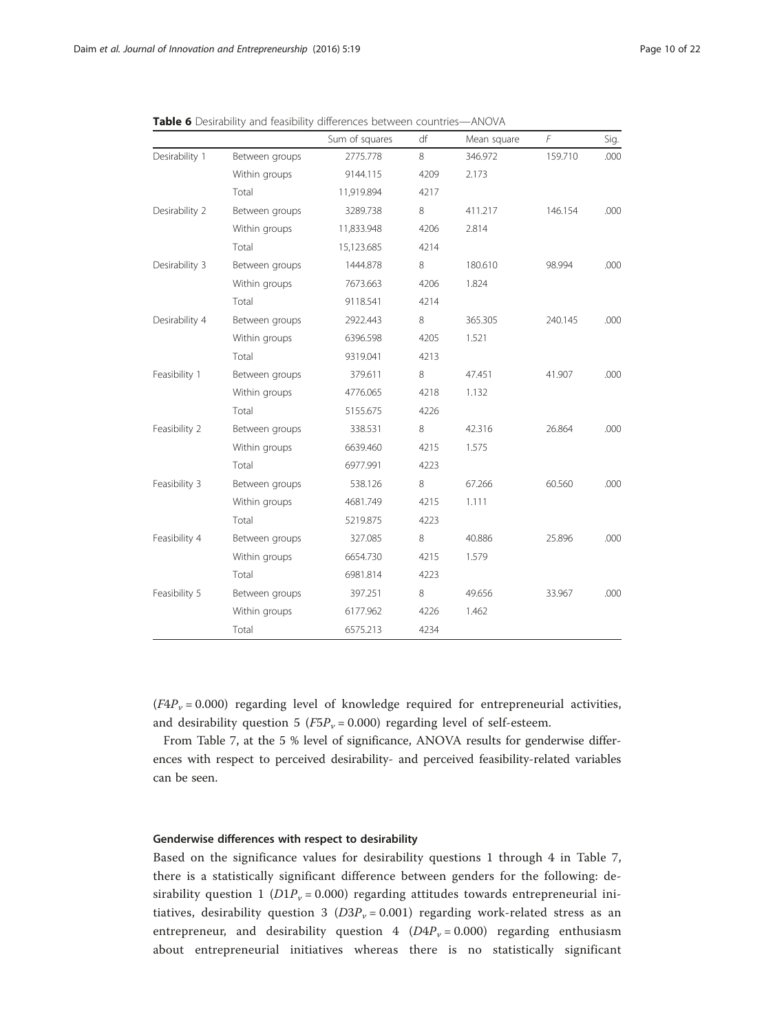**Table 6** Desirability and feasibility differences between countries—ANOVA

| | | Sum of squares | df | Mean square | $F$ | Sig. |
|---|---|---|---|---|---|---|
| Desirability 1 | Between groups | 2775.778 | 8 | 346.972 | 159.710 | .000 |
| | Within groups | 9144.115 | 4209 | 2.173 | | |
| | Total | 11,919.894 | 4217 | | | |
| Desirability 2 | Between groups | 3289.738 | 8 | 411.217 | 146.154 | .000 |
| | Within groups | 11,833.948 | 4206 | 2.814 | | |
| | Total | 15,123.685 | 4214 | | | |
| Desirability 3 | Between groups | 1444.878 | 8 | 180.610 | 98.994 | .000 |
| | Within groups | 7673.663 | 4206 | 1.824 | | |
| | Total | 9118.541 | 4214 | | | |
| Desirability 4 | Between groups | 2922.443 | 8 | 365.305 | 240.145 | .000 |
| | Within groups | 6396.598 | 4205 | 1.521 | | |
| | Total | 9319.041 | 4213 | | | |
| Feasibility 1 | Between groups | 379.611 | 8 | 47.451 | 41.907 | .000 |
| | Within groups | 4776.065 | 4218 | 1.132 | | |
| | Total | 5155.675 | 4226 | | | |
| Feasibility 2 | Between groups | 338.531 | 8 | 42.316 | 26.864 | .000 |
| | Within groups | 6639.460 | 4215 | 1.575 | | |
| | Total | 6977.991 | 4223 | | | |
| Feasibility 3 | Between groups | 538.126 | 8 | 67.266 | 60.560 | .000 |
| | Within groups | 4681.749 | 4215 | 1.111 | | |
| | Total | 5219.875 | 4223 | | | |
| Feasibility 4 | Between groups | 327.085 | 8 | 40.886 | 25.896 | .000 |
| | Within groups | 6654.730 | 4215 | 1.579 | | |
| | Total | 6981.814 | 4223 | | | |
| Feasibility 5 | Between groups | 397.251 | 8 | 49.656 | 33.967 | .000 |
| | Within groups | 6177.962 | 4226 | 1.462 | | |
| | Total | 6575.213 | 4234 | | | |

($F4P_v = 0.000$) regarding level of knowledge required for entrepreneurial activities, and desirability question 5 ($F5P_v = 0.000$) regarding level of self-esteem.

From Table 7, at the 5 % level of significance, ANOVA results for genderwise differences with respect to perceived desirability- and perceived feasibility-related variables can be seen.

#### Genderwise differences with respect to desirability

Based on the significance values for desirability questions 1 through 4 in Table 7, there is a statistically significant difference between genders for the following: desirability question 1 ($D1P_v = 0.000$) regarding attitudes towards entrepreneurial initiatives, desirability question 3 ($D3P_v = 0.001$) regarding work-related stress as an entrepreneur, and desirability question 4 ($D4P_v = 0.000$) regarding enthusiasm about entrepreneurial initiatives whereas there is no statistically significant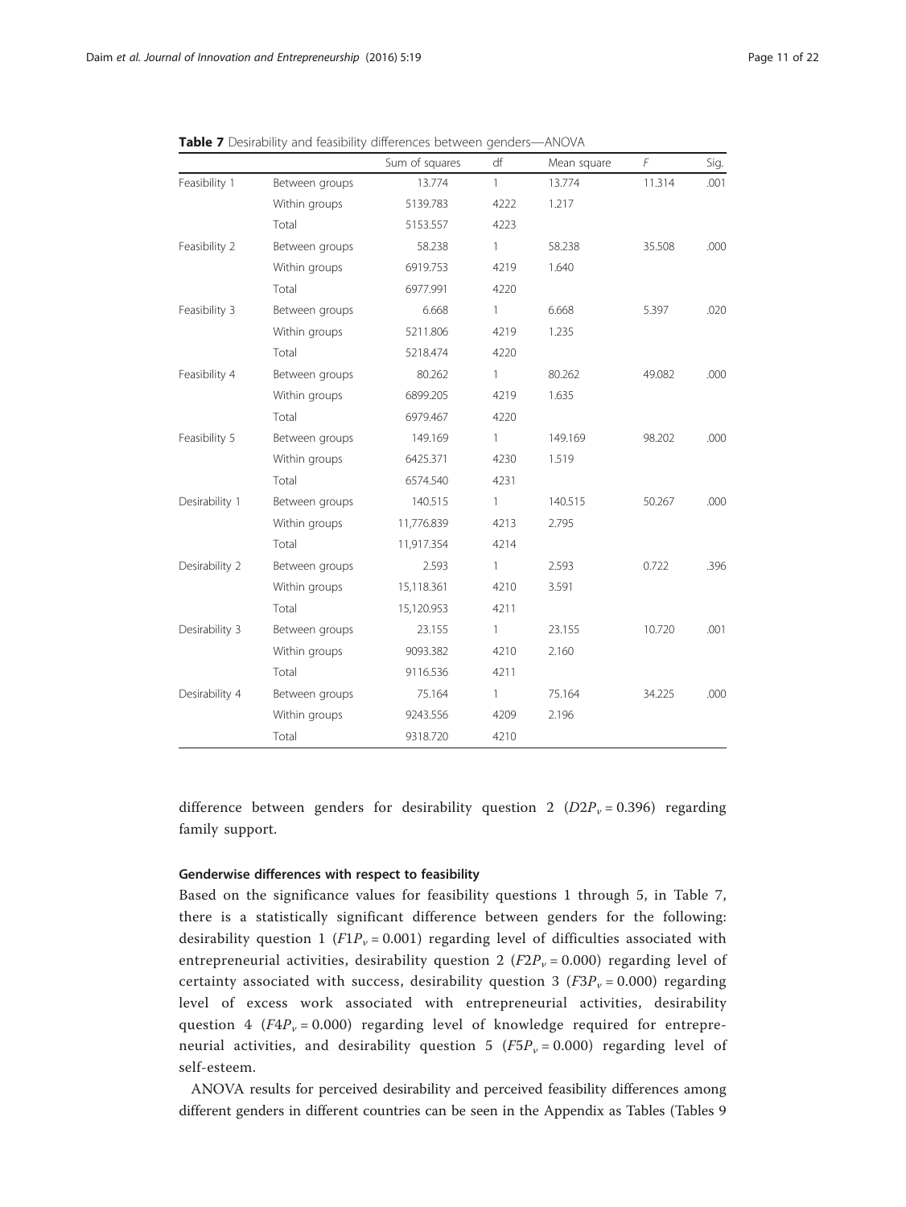**Table 7** Desirability and feasibility differences between genders—ANOVA

| | | Sum of squares | df | Mean square | *F* | Sig. |
|---|---|---|---|---|---|---|
| Feasibility 1 | Between groups | 13.774 | 1 | 13.774 | 11.314 | .001 |
| | Within groups | 5139.783 | 4222 | 1.217 | | |
| | Total | 5153.557 | 4223 | | | |
| Feasibility 2 | Between groups | 58.238 | 1 | 58.238 | 35.508 | .000 |
| | Within groups | 6919.753 | 4219 | 1.640 | | |
| | Total | 6977.991 | 4220 | | | |
| Feasibility 3 | Between groups | 6.668 | 1 | 6.668 | 5.397 | .020 |
| | Within groups | 5211.806 | 4219 | 1.235 | | |
| | Total | 5218.474 | 4220 | | | |
| Feasibility 4 | Between groups | 80.262 | 1 | 80.262 | 49.082 | .000 |
| | Within groups | 6899.205 | 4219 | 1.635 | | |
| | Total | 6979.467 | 4220 | | | |
| Feasibility 5 | Between groups | 149.169 | 1 | 149.169 | 98.202 | .000 |
| | Within groups | 6425.371 | 4230 | 1.519 | | |
| | Total | 6574.540 | 4231 | | | |
| Desirability 1 | Between groups | 140.515 | 1 | 140.515 | 50.267 | .000 |
| | Within groups | 11,776.839 | 4213 | 2.795 | | |
| | Total | 11,917.354 | 4214 | | | |
| Desirability 2 | Between groups | 2.593 | 1 | 2.593 | 0.722 | .396 |
| | Within groups | 15,118.361 | 4210 | 3.591 | | |
| | Total | 15,120.953 | 4211 | | | |
| Desirability 3 | Between groups | 23.155 | 1 | 23.155 | 10.720 | .001 |
| | Within groups | 9093.382 | 4210 | 2.160 | | |
| | Total | 9116.536 | 4211 | | | |
| Desirability 4 | Between groups | 75.164 | 1 | 75.164 | 34.225 | .000 |
| | Within groups | 9243.556 | 4209 | 2.196 | | |
| | Total | 9318.720 | 4210 | | | |

difference between genders for desirability question 2 ($D2P_v = 0.396$) regarding family support.

#### Genderwise differences with respect to feasibility

Based on the significance values for feasibility questions 1 through 5, in Table 7, there is a statistically significant difference between genders for the following: desirability question 1 ($F1P_v = 0.001$) regarding level of difficulties associated with entrepreneurial activities, desirability question 2 ($F2P_v = 0.000$) regarding level of certainty associated with success, desirability question 3 ($F3P_v = 0.000$) regarding level of excess work associated with entrepreneurial activities, desirability question 4 ($F4P_v = 0.000$) regarding level of knowledge required for entrepreneurial activities, and desirability question 5 ($F5P_v = 0.000$) regarding level of self-esteem.

ANOVA results for perceived desirability and perceived feasibility differences among different genders in different countries can be seen in the Appendix as Tables (Tables 9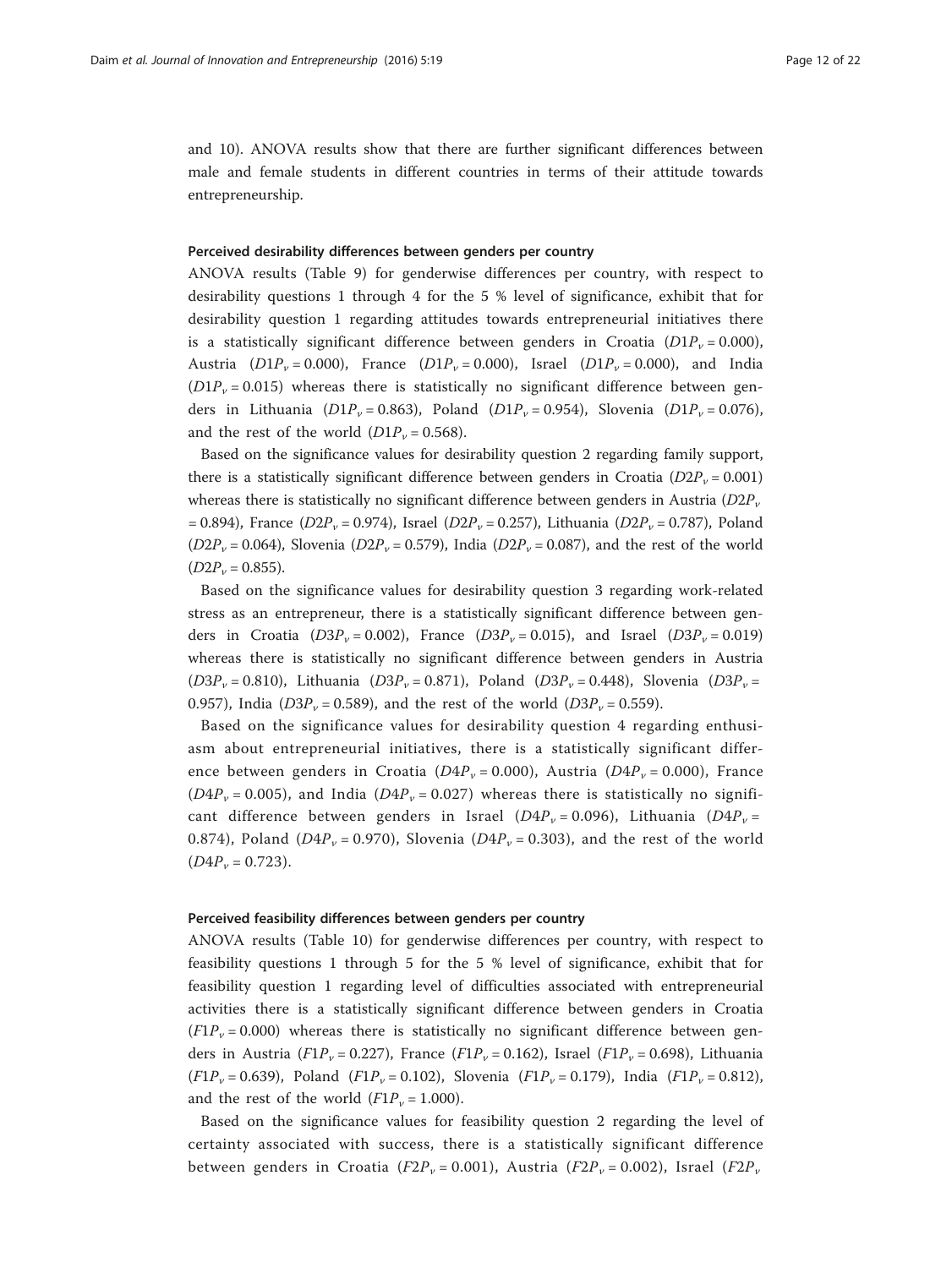and 10). ANOVA results show that there are further significant differences between male and female students in different countries in terms of their attitude towards entrepreneurship.

#### Perceived desirability differences between genders per country

ANOVA results (Table 9) for genderwise differences per country, with respect to desirability questions 1 through 4 for the 5 % level of significance, exhibit that for desirability question 1 regarding attitudes towards entrepreneurial initiatives there is a statistically significant difference between genders in Croatia ($D1P_v = 0.000$), Austria ($D1P_v = 0.000$), France ($D1P_v = 0.000$), Israel ($D1P_v = 0.000$), and India ($D1P_v = 0.015$) whereas there is statistically no significant difference between genders in Lithuania ($D1P_v = 0.863$), Poland ($D1P_v = 0.954$), Slovenia ($D1P_v = 0.076$), and the rest of the world ($D1P_v = 0.568$).

Based on the significance values for desirability question 2 regarding family support, there is a statistically significant difference between genders in Croatia ($D2P_v = 0.001$) whereas there is statistically no significant difference between genders in Austria ($D2P_v = 0.894$), France ($D2P_v = 0.974$), Israel ($D2P_v = 0.257$), Lithuania ($D2P_v = 0.787$), Poland ($D2P_v = 0.064$), Slovenia ($D2P_v = 0.579$), India ($D2P_v = 0.087$), and the rest of the world ($D2P_v = 0.855$).

Based on the significance values for desirability question 3 regarding work-related stress as an entrepreneur, there is a statistically significant difference between genders in Croatia ($D3P_v = 0.002$), France ($D3P_v = 0.015$), and Israel ($D3P_v = 0.019$) whereas there is statistically no significant difference between genders in Austria ($D3P_v = 0.810$), Lithuania ($D3P_v = 0.871$), Poland ($D3P_v = 0.448$), Slovenia ($D3P_v = 0.957$), India ($D3P_v = 0.589$), and the rest of the world ($D3P_v = 0.559$).

Based on the significance values for desirability question 4 regarding enthusiasm about entrepreneurial initiatives, there is a statistically significant difference between genders in Croatia ($D4P_v = 0.000$), Austria ($D4P_v = 0.000$), France ($D4P_v = 0.005$), and India ($D4P_v = 0.027$) whereas there is statistically no significant difference between genders in Israel ($D4P_v = 0.096$), Lithuania ($D4P_v = 0.874$), Poland ($D4P_v = 0.970$), Slovenia ($D4P_v = 0.303$), and the rest of the world ($D4P_v = 0.723$).

#### Perceived feasibility differences between genders per country

ANOVA results (Table 10) for genderwise differences per country, with respect to feasibility questions 1 through 5 for the 5 % level of significance, exhibit that for feasibility question 1 regarding level of difficulties associated with entrepreneurial activities there is a statistically significant difference between genders in Croatia ($F1P_v = 0.000$) whereas there is statistically no significant difference between genders in Austria ($F1P_v = 0.227$), France ($F1P_v = 0.162$), Israel ($F1P_v = 0.698$), Lithuania ($F1P_v = 0.639$), Poland ($F1P_v = 0.102$), Slovenia ($F1P_v = 0.179$), India ($F1P_v = 0.812$), and the rest of the world ($F1P_v = 1.000$).

Based on the significance values for feasibility question 2 regarding the level of certainty associated with success, there is a statistically significant difference between genders in Croatia ($F2P_v = 0.001$), Austria ($F2P_v = 0.002$), Israel ($F2P_v$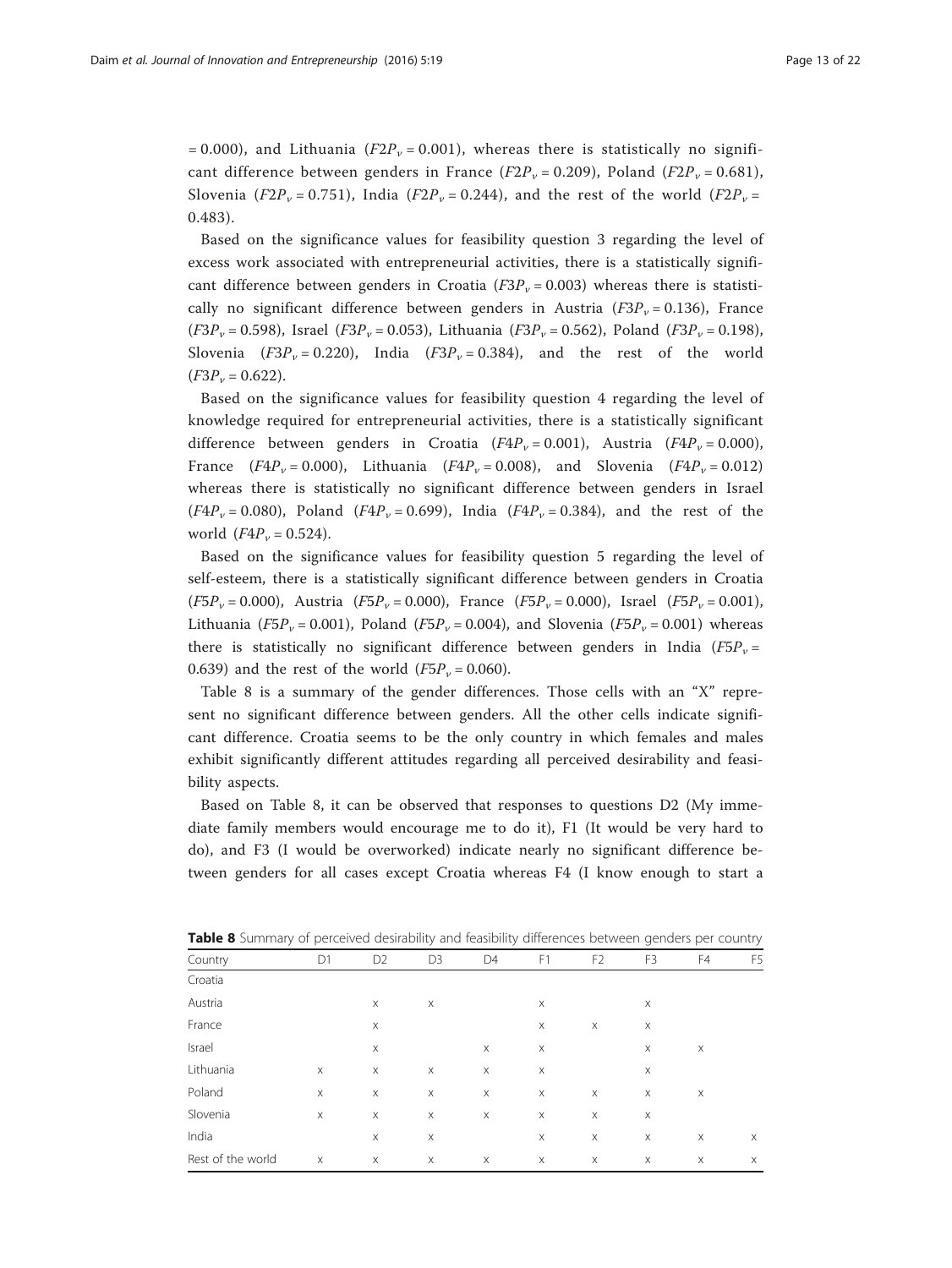= 0.000), and Lithuania ($F2P_v = 0.001$), whereas there is statistically no significant difference between genders in France ($F2P_v = 0.209$), Poland ($F2P_v = 0.681$), Slovenia ($F2P_v = 0.751$), India ($F2P_v = 0.244$), and the rest of the world ($F2P_v = 0.483$).

Based on the significance values for feasibility question 3 regarding the level of excess work associated with entrepreneurial activities, there is a statistically significant difference between genders in Croatia ($F3P_v = 0.003$) whereas there is statistically no significant difference between genders in Austria ($F3P_v = 0.136$), France ($F3P_v = 0.598$), Israel ($F3P_v = 0.053$), Lithuania ($F3P_v = 0.562$), Poland ($F3P_v = 0.198$), Slovenia ($F3P_v = 0.220$), India ($F3P_v = 0.384$), and the rest of the world ($F3P_v = 0.622$).

Based on the significance values for feasibility question 4 regarding the level of knowledge required for entrepreneurial activities, there is a statistically significant difference between genders in Croatia ($F4P_v = 0.001$), Austria ($F4P_v = 0.000$), France ($F4P_v = 0.000$), Lithuania ($F4P_v = 0.008$), and Slovenia ($F4P_v = 0.012$) whereas there is statistically no significant difference between genders in Israel ($F4P_v = 0.080$), Poland ($F4P_v = 0.699$), India ($F4P_v = 0.384$), and the rest of the world ($F4P_v = 0.524$).

Based on the significance values for feasibility question 5 regarding the level of self-esteem, there is a statistically significant difference between genders in Croatia ($F5P_v = 0.000$), Austria ($F5P_v = 0.000$), France ($F5P_v = 0.000$), Israel ($F5P_v = 0.001$), Lithuania ($F5P_v = 0.001$), Poland ($F5P_v = 0.004$), and Slovenia ($F5P_v = 0.001$) whereas there is statistically no significant difference between genders in India ($F5P_v = 0.639$) and the rest of the world ($F5P_v = 0.060$).

Table 8 is a summary of the gender differences. Those cells with an "X" represent no significant difference between genders. All the other cells indicate significant difference. Croatia seems to be the only country in which females and males exhibit significantly different attitudes regarding all perceived desirability and feasibility aspects.

Based on Table 8, it can be observed that responses to questions D2 (My immediate family members would encourage me to do it), F1 (It would be very hard to do), and F3 (I would be overworked) indicate nearly no significant difference between genders for all cases except Croatia whereas F4 (I know enough to start a

**Table 8** Summary of perceived desirability and feasibility differences between genders per country

| Country | D1 | D2 | D3 | D4 | F1 | F2 | F3 | F4 | F5 |
|---|---|---|---|---|---|---|---|---|---|
| Croatia | | | | | | | | | |
| Austria | | x | x | | x | | x | | |
| France | | x | | | x | x | x | | |
| Israel | | x | | x | x | | x | x | |
| Lithuania | x | x | x | x | x | | x | | |
| Poland | x | x | x | x | x | x | x | x | |
| Slovenia | x | x | x | x | x | x | x | | |
| India | | x | x | | x | x | x | x | x |
| Rest of the world | x | x | x | x | x | x | x | x | x |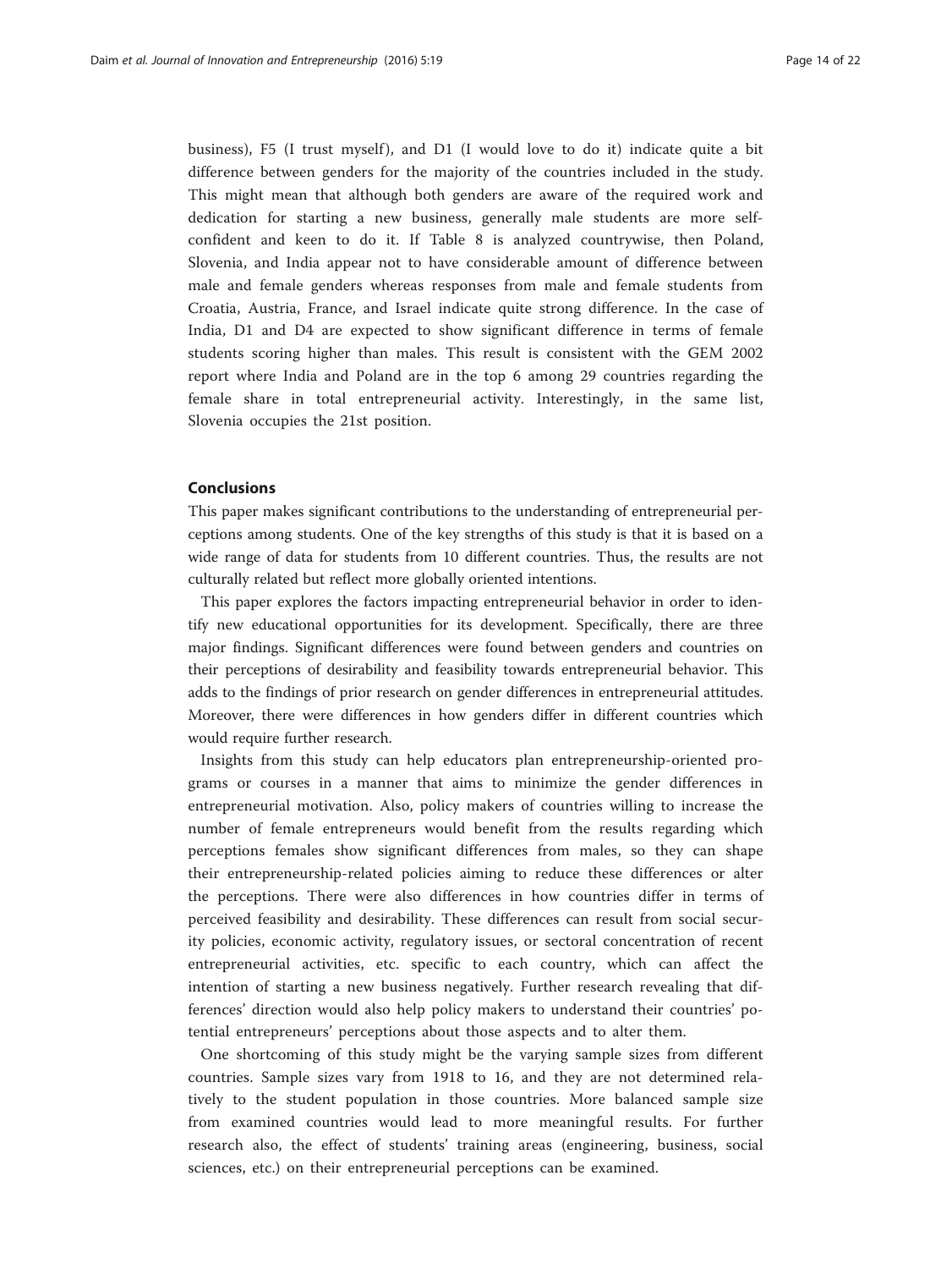business), F5 (I trust myself), and D1 (I would love to do it) indicate quite a bit difference between genders for the majority of the countries included in the study. This might mean that although both genders are aware of the required work and dedication for starting a new business, generally male students are more self-confident and keen to do it. If Table 8 is analyzed countrywise, then Poland, Slovenia, and India appear not to have considerable amount of difference between male and female genders whereas responses from male and female students from Croatia, Austria, France, and Israel indicate quite strong difference. In the case of India, D1 and D4 are expected to show significant difference in terms of female students scoring higher than males. This result is consistent with the GEM 2002 report where India and Poland are in the top 6 among 29 countries regarding the female share in total entrepreneurial activity. Interestingly, in the same list, Slovenia occupies the 21st position.

## Conclusions

This paper makes significant contributions to the understanding of entrepreneurial perceptions among students. One of the key strengths of this study is that it is based on a wide range of data for students from 10 different countries. Thus, the results are not culturally related but reflect more globally oriented intentions.

This paper explores the factors impacting entrepreneurial behavior in order to identify new educational opportunities for its development. Specifically, there are three major findings. Significant differences were found between genders and countries on their perceptions of desirability and feasibility towards entrepreneurial behavior. This adds to the findings of prior research on gender differences in entrepreneurial attitudes. Moreover, there were differences in how genders differ in different countries which would require further research.

Insights from this study can help educators plan entrepreneurship-oriented programs or courses in a manner that aims to minimize the gender differences in entrepreneurial motivation. Also, policy makers of countries willing to increase the number of female entrepreneurs would benefit from the results regarding which perceptions females show significant differences from males, so they can shape their entrepreneurship-related policies aiming to reduce these differences or alter the perceptions. There were also differences in how countries differ in terms of perceived feasibility and desirability. These differences can result from social security policies, economic activity, regulatory issues, or sectoral concentration of recent entrepreneurial activities, etc. specific to each country, which can affect the intention of starting a new business negatively. Further research revealing that differences' direction would also help policy makers to understand their countries' potential entrepreneurs' perceptions about those aspects and to alter them.

One shortcoming of this study might be the varying sample sizes from different countries. Sample sizes vary from 1918 to 16, and they are not determined relatively to the student population in those countries. More balanced sample size from examined countries would lead to more meaningful results. For further research also, the effect of students' training areas (engineering, business, social sciences, etc.) on their entrepreneurial perceptions can be examined.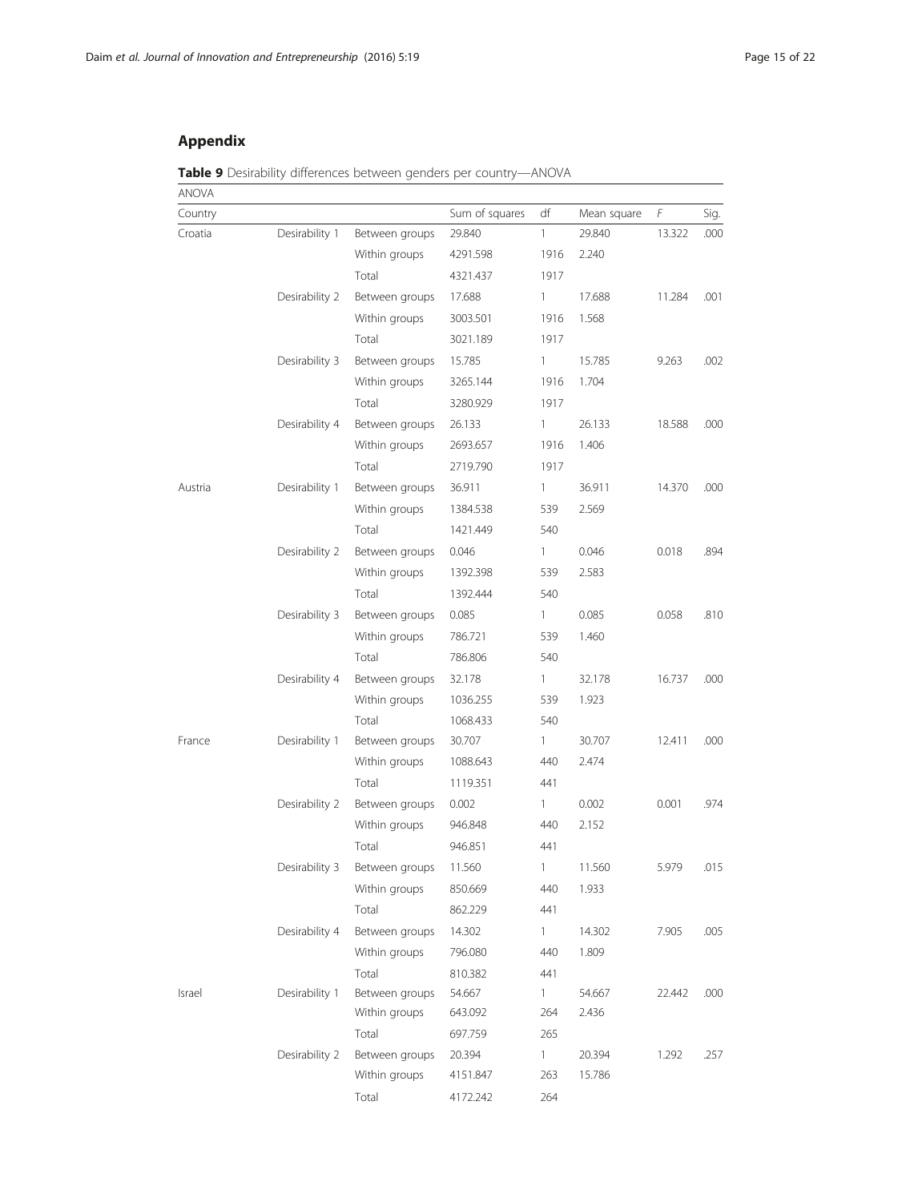## Appendix

**Table 9** Desirability differences between genders per country—ANOVA

| ANOVA | | | | | | | |
|---|---|---|---|---|---|---|---|
| Country | | | Sum of squares | df | Mean square | F | Sig. |
| Croatia | Desirability 1 | Between groups | 29.840 | 1 | 29.840 | 13.322 | .000 |
| | | Within groups | 4291.598 | 1916 | 2.240 | | |
| | | Total | 4321.437 | 1917 | | | |
| | Desirability 2 | Between groups | 17.688 | 1 | 17.688 | 11.284 | .001 |
| | | Within groups | 3003.501 | 1916 | 1.568 | | |
| | | Total | 3021.189 | 1917 | | | |
| | Desirability 3 | Between groups | 15.785 | 1 | 15.785 | 9.263 | .002 |
| | | Within groups | 3265.144 | 1916 | 1.704 | | |
| | | Total | 3280.929 | 1917 | | | |
| | Desirability 4 | Between groups | 26.133 | 1 | 26.133 | 18.588 | .000 |
| | | Within groups | 2693.657 | 1916 | 1.406 | | |
| | | Total | 2719.790 | 1917 | | | |
| Austria | Desirability 1 | Between groups | 36.911 | 1 | 36.911 | 14.370 | .000 |
| | | Within groups | 1384.538 | 539 | 2.569 | | |
| | | Total | 1421.449 | 540 | | | |
| | Desirability 2 | Between groups | 0.046 | 1 | 0.046 | 0.018 | .894 |
| | | Within groups | 1392.398 | 539 | 2.583 | | |
| | | Total | 1392.444 | 540 | | | |
| | Desirability 3 | Between groups | 0.085 | 1 | 0.085 | 0.058 | .810 |
| | | Within groups | 786.721 | 539 | 1.460 | | |
| | | Total | 786.806 | 540 | | | |
| | Desirability 4 | Between groups | 32.178 | 1 | 32.178 | 16.737 | .000 |
| | | Within groups | 1036.255 | 539 | 1.923 | | |
| | | Total | 1068.433 | 540 | | | |
| France | Desirability 1 | Between groups | 30.707 | 1 | 30.707 | 12.411 | .000 |
| | | Within groups | 1088.643 | 440 | 2.474 | | |
| | | Total | 1119.351 | 441 | | | |
| | Desirability 2 | Between groups | 0.002 | 1 | 0.002 | 0.001 | .974 |
| | | Within groups | 946.848 | 440 | 2.152 | | |
| | | Total | 946.851 | 441 | | | |
| | Desirability 3 | Between groups | 11.560 | 1 | 11.560 | 5.979 | .015 |
| | | Within groups | 850.669 | 440 | 1.933 | | |
| | | Total | 862.229 | 441 | | | |
| | Desirability 4 | Between groups | 14.302 | 1 | 14.302 | 7.905 | .005 |
| | | Within groups | 796.080 | 440 | 1.809 | | |
| | | Total | 810.382 | 441 | | | |
| Israel | Desirability 1 | Between groups | 54.667 | 1 | 54.667 | 22.442 | .000 |
| | | Within groups | 643.092 | 264 | 2.436 | | |
| | | Total | 697.759 | 265 | | | |
| | Desirability 2 | Between groups | 20.394 | 1 | 20.394 | 1.292 | .257 |
| | | Within groups | 4151.847 | 263 | 15.786 | | |
| | | Total | 4172.242 | 264 | | | |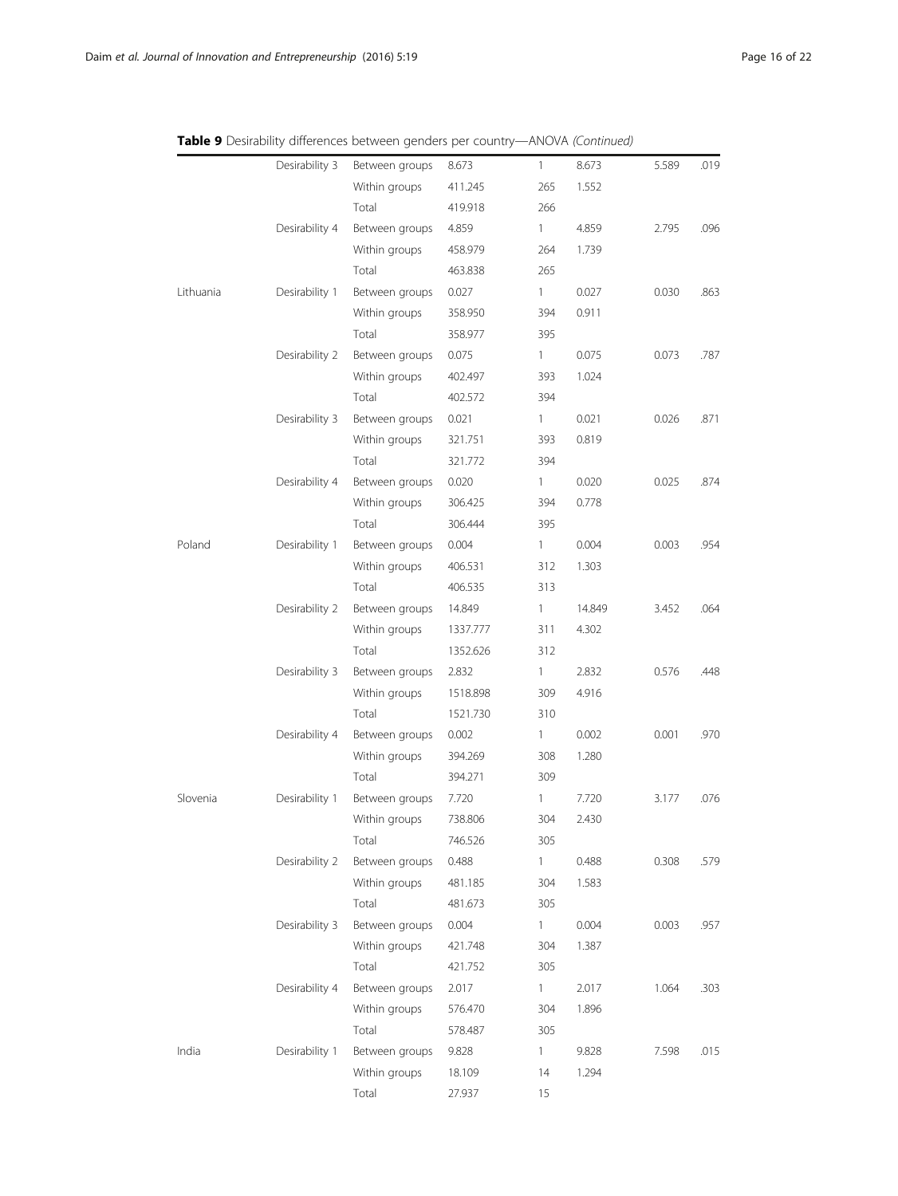**Table 9** Desirability differences between genders per country—ANOVA *(Continued)*

| | | | | | | | |
|---|---|---|---|---|---|---|---|
| | Desirability 3 | Between groups | 8.673 | 1 | 8.673 | 5.589 | .019 |
| | | Within groups | 411.245 | 265 | 1.552 | | |
| | | Total | 419.918 | 266 | | | |
| | Desirability 4 | Between groups | 4.859 | 1 | 4.859 | 2.795 | .096 |
| | | Within groups | 458.979 | 264 | 1.739 | | |
| | | Total | 463.838 | 265 | | | |
| Lithuania | Desirability 1 | Between groups | 0.027 | 1 | 0.027 | 0.030 | .863 |
| | | Within groups | 358.950 | 394 | 0.911 | | |
| | | Total | 358.977 | 395 | | | |
| | Desirability 2 | Between groups | 0.075 | 1 | 0.075 | 0.073 | .787 |
| | | Within groups | 402.497 | 393 | 1.024 | | |
| | | Total | 402.572 | 394 | | | |
| | Desirability 3 | Between groups | 0.021 | 1 | 0.021 | 0.026 | .871 |
| | | Within groups | 321.751 | 393 | 0.819 | | |
| | | Total | 321.772 | 394 | | | |
| | Desirability 4 | Between groups | 0.020 | 1 | 0.020 | 0.025 | .874 |
| | | Within groups | 306.425 | 394 | 0.778 | | |
| | | Total | 306.444 | 395 | | | |
| Poland | Desirability 1 | Between groups | 0.004 | 1 | 0.004 | 0.003 | .954 |
| | | Within groups | 406.531 | 312 | 1.303 | | |
| | | Total | 406.535 | 313 | | | |
| | Desirability 2 | Between groups | 14.849 | 1 | 14.849 | 3.452 | .064 |
| | | Within groups | 1337.777 | 311 | 4.302 | | |
| | | Total | 1352.626 | 312 | | | |
| | Desirability 3 | Between groups | 2.832 | 1 | 2.832 | 0.576 | .448 |
| | | Within groups | 1518.898 | 309 | 4.916 | | |
| | | Total | 1521.730 | 310 | | | |
| | Desirability 4 | Between groups | 0.002 | 1 | 0.002 | 0.001 | .970 |
| | | Within groups | 394.269 | 308 | 1.280 | | |
| | | Total | 394.271 | 309 | | | |
| Slovenia | Desirability 1 | Between groups | 7.720 | 1 | 7.720 | 3.177 | .076 |
| | | Within groups | 738.806 | 304 | 2.430 | | |
| | | Total | 746.526 | 305 | | | |
| | Desirability 2 | Between groups | 0.488 | 1 | 0.488 | 0.308 | .579 |
| | | Within groups | 481.185 | 304 | 1.583 | | |
| | | Total | 481.673 | 305 | | | |
| | Desirability 3 | Between groups | 0.004 | 1 | 0.004 | 0.003 | .957 |
| | | Within groups | 421.748 | 304 | 1.387 | | |
| | | Total | 421.752 | 305 | | | |
| | Desirability 4 | Between groups | 2.017 | 1 | 2.017 | 1.064 | .303 |
| | | Within groups | 576.470 | 304 | 1.896 | | |
| | | Total | 578.487 | 305 | | | |
| India | Desirability 1 | Between groups | 9.828 | 1 | 9.828 | 7.598 | .015 |
| | | Within groups | 18.109 | 14 | 1.294 | | |
| | | Total | 27.937 | 15 | | | |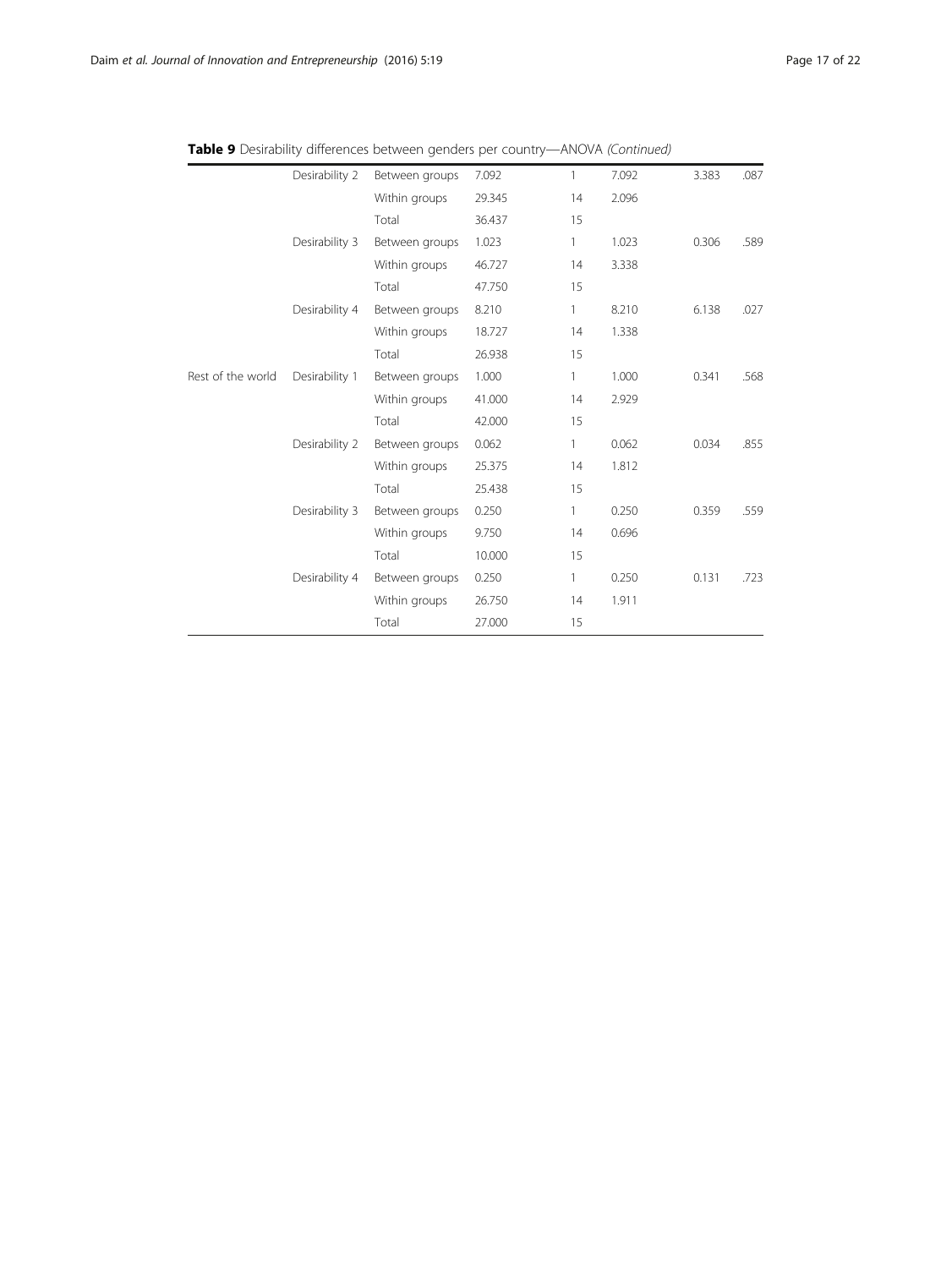**Table 9** Desirability differences between genders per country—ANOVA *(Continued)*

| | | | | | | | |
|---|---|---|---|---|---|---|---|
| | Desirability 2 | Between groups | 7.092 | 1 | 7.092 | 3.383 | .087 |
| | | Within groups | 29.345 | 14 | 2.096 | | |
| | | Total | 36.437 | 15 | | | |
| | Desirability 3 | Between groups | 1.023 | 1 | 1.023 | 0.306 | .589 |
| | | Within groups | 46.727 | 14 | 3.338 | | |
| | | Total | 47.750 | 15 | | | |
| | Desirability 4 | Between groups | 8.210 | 1 | 8.210 | 6.138 | .027 |
| | | Within groups | 18.727 | 14 | 1.338 | | |
| | | Total | 26.938 | 15 | | | |
| Rest of the world | Desirability 1 | Between groups | 1.000 | 1 | 1.000 | 0.341 | .568 |
| | | Within groups | 41.000 | 14 | 2.929 | | |
| | | Total | 42.000 | 15 | | | |
| | Desirability 2 | Between groups | 0.062 | 1 | 0.062 | 0.034 | .855 |
| | | Within groups | 25.375 | 14 | 1.812 | | |
| | | Total | 25.438 | 15 | | | |
| | Desirability 3 | Between groups | 0.250 | 1 | 0.250 | 0.359 | .559 |
| | | Within groups | 9.750 | 14 | 0.696 | | |
| | | Total | 10.000 | 15 | | | |
| | Desirability 4 | Between groups | 0.250 | 1 | 0.250 | 0.131 | .723 |
| | | Within groups | 26.750 | 14 | 1.911 | | |
| | | Total | 27.000 | 15 | | | |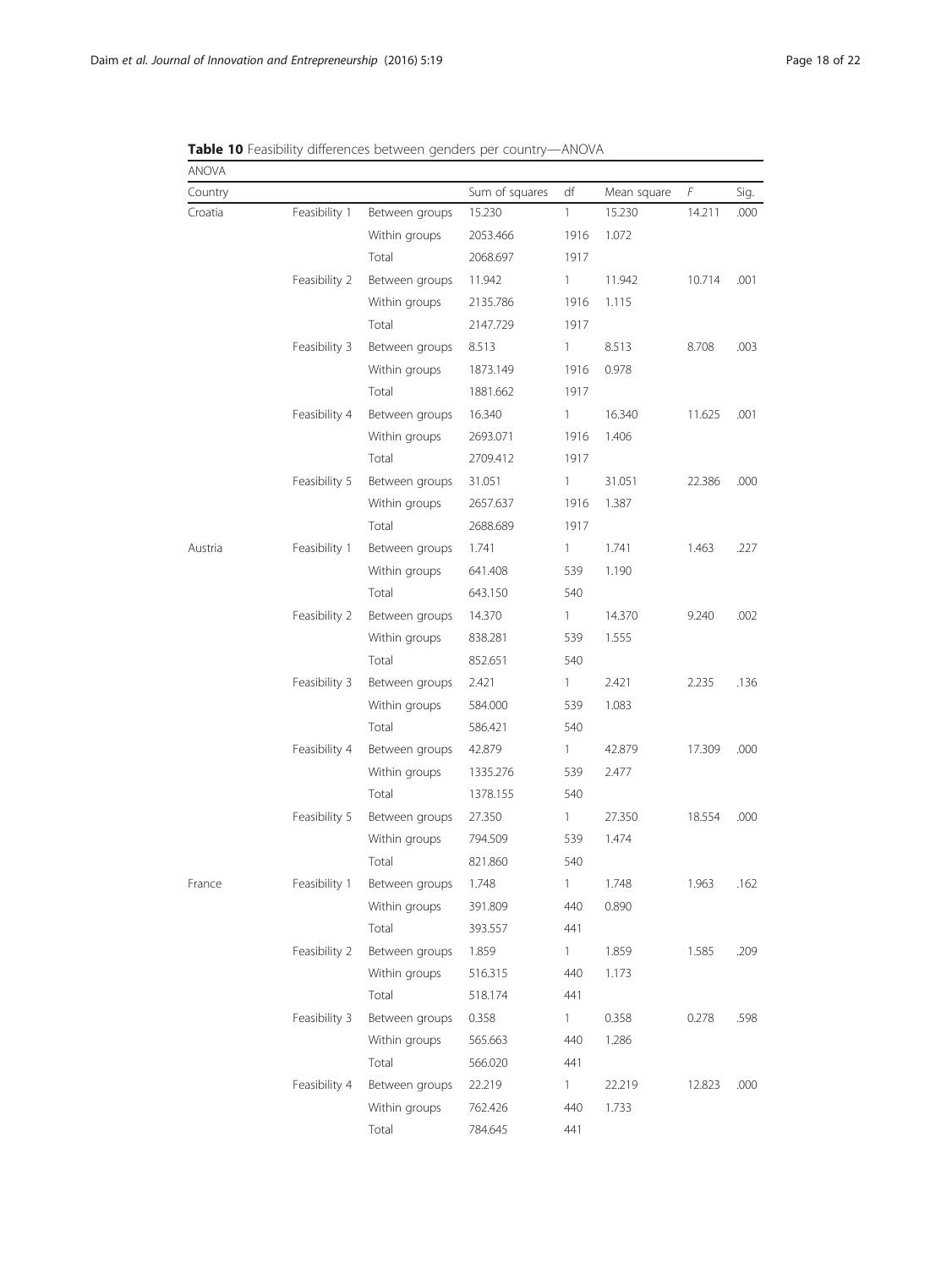**Table 10** Feasibility differences between genders per country—ANOVA

| ANOVA | | | | | | | |
|---|---|---|---|---|---|---|---|
| Country | | | Sum of squares | df | Mean square | *F* | Sig. |
| Croatia | Feasibility 1 | Between groups | 15.230 | 1 | 15.230 | 14.211 | .000 |
| | | Within groups | 2053.466 | 1916 | 1.072 | | |
| | | Total | 2068.697 | 1917 | | | |
| | Feasibility 2 | Between groups | 11.942 | 1 | 11.942 | 10.714 | .001 |
| | | Within groups | 2135.786 | 1916 | 1.115 | | |
| | | Total | 2147.729 | 1917 | | | |
| | Feasibility 3 | Between groups | 8.513 | 1 | 8.513 | 8.708 | .003 |
| | | Within groups | 1873.149 | 1916 | 0.978 | | |
| | | Total | 1881.662 | 1917 | | | |
| | Feasibility 4 | Between groups | 16.340 | 1 | 16.340 | 11.625 | .001 |
| | | Within groups | 2693.071 | 1916 | 1.406 | | |
| | | Total | 2709.412 | 1917 | | | |
| | Feasibility 5 | Between groups | 31.051 | 1 | 31.051 | 22.386 | .000 |
| | | Within groups | 2657.637 | 1916 | 1.387 | | |
| | | Total | 2688.689 | 1917 | | | |
| Austria | Feasibility 1 | Between groups | 1.741 | 1 | 1.741 | 1.463 | .227 |
| | | Within groups | 641.408 | 539 | 1.190 | | |
| | | Total | 643.150 | 540 | | | |
| | Feasibility 2 | Between groups | 14.370 | 1 | 14.370 | 9.240 | .002 |
| | | Within groups | 838.281 | 539 | 1.555 | | |
| | | Total | 852.651 | 540 | | | |
| | Feasibility 3 | Between groups | 2.421 | 1 | 2.421 | 2.235 | .136 |
| | | Within groups | 584.000 | 539 | 1.083 | | |
| | | Total | 586.421 | 540 | | | |
| | Feasibility 4 | Between groups | 42.879 | 1 | 42.879 | 17.309 | .000 |
| | | Within groups | 1335.276 | 539 | 2.477 | | |
| | | Total | 1378.155 | 540 | | | |
| | Feasibility 5 | Between groups | 27.350 | 1 | 27.350 | 18.554 | .000 |
| | | Within groups | 794.509 | 539 | 1.474 | | |
| | | Total | 821.860 | 540 | | | |
| France | Feasibility 1 | Between groups | 1.748 | 1 | 1.748 | 1.963 | .162 |
| | | Within groups | 391.809 | 440 | 0.890 | | |
| | | Total | 393.557 | 441 | | | |
| | Feasibility 2 | Between groups | 1.859 | 1 | 1.859 | 1.585 | .209 |
| | | Within groups | 516.315 | 440 | 1.173 | | |
| | | Total | 518.174 | 441 | | | |
| | Feasibility 3 | Between groups | 0.358 | 1 | 0.358 | 0.278 | .598 |
| | | Within groups | 565.663 | 440 | 1.286 | | |
| | | Total | 566.020 | 441 | | | |
| | Feasibility 4 | Between groups | 22.219 | 1 | 22.219 | 12.823 | .000 |
| | | Within groups | 762.426 | 440 | 1.733 | | |
| | | Total | 784.645 | 441 | | | |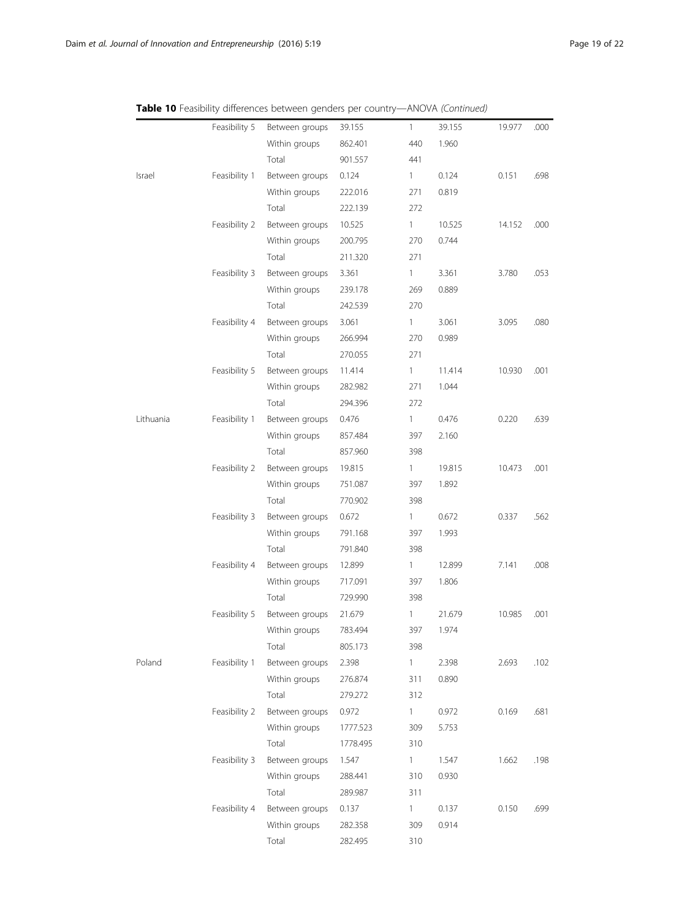**Table 10** Feasibility differences between genders per country—ANOVA *(Continued)*

| | | | | | | | |
|---|---|---|---|---|---|---|---|
| | Feasibility 5 | Between groups | 39.155 | 1 | 39.155 | 19.977 | .000 |
| | | Within groups | 862.401 | 440 | 1.960 | | |
| | | Total | 901.557 | 441 | | | |
| Israel | Feasibility 1 | Between groups | 0.124 | 1 | 0.124 | 0.151 | .698 |
| | | Within groups | 222.016 | 271 | 0.819 | | |
| | | Total | 222.139 | 272 | | | |
| | Feasibility 2 | Between groups | 10.525 | 1 | 10.525 | 14.152 | .000 |
| | | Within groups | 200.795 | 270 | 0.744 | | |
| | | Total | 211.320 | 271 | | | |
| | Feasibility 3 | Between groups | 3.361 | 1 | 3.361 | 3.780 | .053 |
| | | Within groups | 239.178 | 269 | 0.889 | | |
| | | Total | 242.539 | 270 | | | |
| | Feasibility 4 | Between groups | 3.061 | 1 | 3.061 | 3.095 | .080 |
| | | Within groups | 266.994 | 270 | 0.989 | | |
| | | Total | 270.055 | 271 | | | |
| | Feasibility 5 | Between groups | 11.414 | 1 | 11.414 | 10.930 | .001 |
| | | Within groups | 282.982 | 271 | 1.044 | | |
| | | Total | 294.396 | 272 | | | |
| Lithuania | Feasibility 1 | Between groups | 0.476 | 1 | 0.476 | 0.220 | .639 |
| | | Within groups | 857.484 | 397 | 2.160 | | |
| | | Total | 857.960 | 398 | | | |
| | Feasibility 2 | Between groups | 19.815 | 1 | 19.815 | 10.473 | .001 |
| | | Within groups | 751.087 | 397 | 1.892 | | |
| | | Total | 770.902 | 398 | | | |
| | Feasibility 3 | Between groups | 0.672 | 1 | 0.672 | 0.337 | .562 |
| | | Within groups | 791.168 | 397 | 1.993 | | |
| | | Total | 791.840 | 398 | | | |
| | Feasibility 4 | Between groups | 12.899 | 1 | 12.899 | 7.141 | .008 |
| | | Within groups | 717.091 | 397 | 1.806 | | |
| | | Total | 729.990 | 398 | | | |
| | Feasibility 5 | Between groups | 21.679 | 1 | 21.679 | 10.985 | .001 |
| | | Within groups | 783.494 | 397 | 1.974 | | |
| | | Total | 805.173 | 398 | | | |
| Poland | Feasibility 1 | Between groups | 2.398 | 1 | 2.398 | 2.693 | .102 |
| | | Within groups | 276.874 | 311 | 0.890 | | |
| | | Total | 279.272 | 312 | | | |
| | Feasibility 2 | Between groups | 0.972 | 1 | 0.972 | 0.169 | .681 |
| | | Within groups | 1777.523 | 309 | 5.753 | | |
| | | Total | 1778.495 | 310 | | | |
| | Feasibility 3 | Between groups | 1.547 | 1 | 1.547 | 1.662 | .198 |
| | | Within groups | 288.441 | 310 | 0.930 | | |
| | | Total | 289.987 | 311 | | | |
| | Feasibility 4 | Between groups | 0.137 | 1 | 0.137 | 0.150 | .699 |
| | | Within groups | 282.358 | 309 | 0.914 | | |
| | | Total | 282.495 | 310 | | | |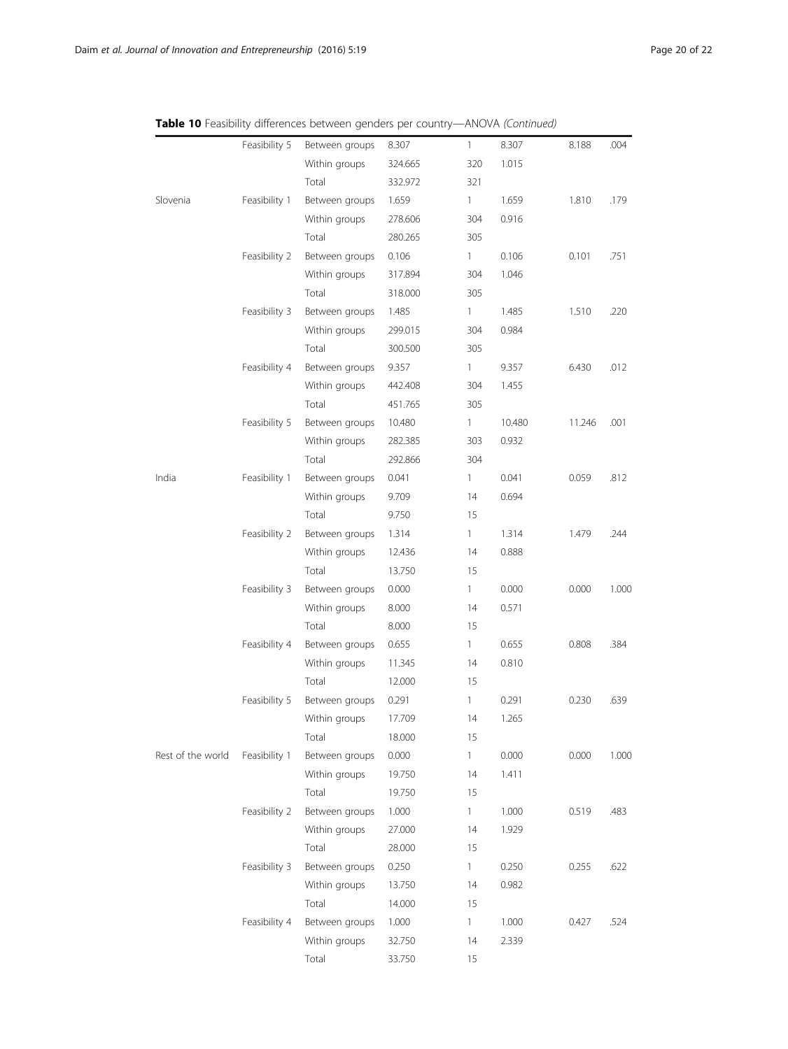**Table 10** Feasibility differences between genders per country—ANOVA *(Continued)*

| | | | | | | | |
|---|---|---|---|---|---|---|---|
| | Feasibility 5 | Between groups | 8.307 | 1 | 8.307 | 8.188 | .004 |
| | | Within groups | 324.665 | 320 | 1.015 | | |
| | | Total | 332.972 | 321 | | | |
| Slovenia | Feasibility 1 | Between groups | 1.659 | 1 | 1.659 | 1.810 | .179 |
| | | Within groups | 278.606 | 304 | 0.916 | | |
| | | Total | 280.265 | 305 | | | |
| | Feasibility 2 | Between groups | 0.106 | 1 | 0.106 | 0.101 | .751 |
| | | Within groups | 317.894 | 304 | 1.046 | | |
| | | Total | 318.000 | 305 | | | |
| | Feasibility 3 | Between groups | 1.485 | 1 | 1.485 | 1.510 | .220 |
| | | Within groups | 299.015 | 304 | 0.984 | | |
| | | Total | 300.500 | 305 | | | |
| | Feasibility 4 | Between groups | 9.357 | 1 | 9.357 | 6.430 | .012 |
| | | Within groups | 442.408 | 304 | 1.455 | | |
| | | Total | 451.765 | 305 | | | |
| | Feasibility 5 | Between groups | 10.480 | 1 | 10.480 | 11.246 | .001 |
| | | Within groups | 282.385 | 303 | 0.932 | | |
| | | Total | 292.866 | 304 | | | |
| India | Feasibility 1 | Between groups | 0.041 | 1 | 0.041 | 0.059 | .812 |
| | | Within groups | 9.709 | 14 | 0.694 | | |
| | | Total | 9.750 | 15 | | | |
| | Feasibility 2 | Between groups | 1.314 | 1 | 1.314 | 1.479 | .244 |
| | | Within groups | 12.436 | 14 | 0.888 | | |
| | | Total | 13.750 | 15 | | | |
| | Feasibility 3 | Between groups | 0.000 | 1 | 0.000 | 0.000 | 1.000 |
| | | Within groups | 8.000 | 14 | 0.571 | | |
| | | Total | 8.000 | 15 | | | |
| | Feasibility 4 | Between groups | 0.655 | 1 | 0.655 | 0.808 | .384 |
| | | Within groups | 11.345 | 14 | 0.810 | | |
| | | Total | 12.000 | 15 | | | |
| | Feasibility 5 | Between groups | 0.291 | 1 | 0.291 | 0.230 | .639 |
| | | Within groups | 17.709 | 14 | 1.265 | | |
| | | Total | 18.000 | 15 | | | |
| Rest of the world | Feasibility 1 | Between groups | 0.000 | 1 | 0.000 | 0.000 | 1.000 |
| | | Within groups | 19.750 | 14 | 1.411 | | |
| | | Total | 19.750 | 15 | | | |
| | Feasibility 2 | Between groups | 1.000 | 1 | 1.000 | 0.519 | .483 |
| | | Within groups | 27.000 | 14 | 1.929 | | |
| | | Total | 28.000 | 15 | | | |
| | Feasibility 3 | Between groups | 0.250 | 1 | 0.250 | 0.255 | .622 |
| | | Within groups | 13.750 | 14 | 0.982 | | |
| | | Total | 14.000 | 15 | | | |
| | Feasibility 4 | Between groups | 1.000 | 1 | 1.000 | 0.427 | .524 |
| | | Within groups | 32.750 | 14 | 2.339 | | |
| | | Total | 33.750 | 15 | | | |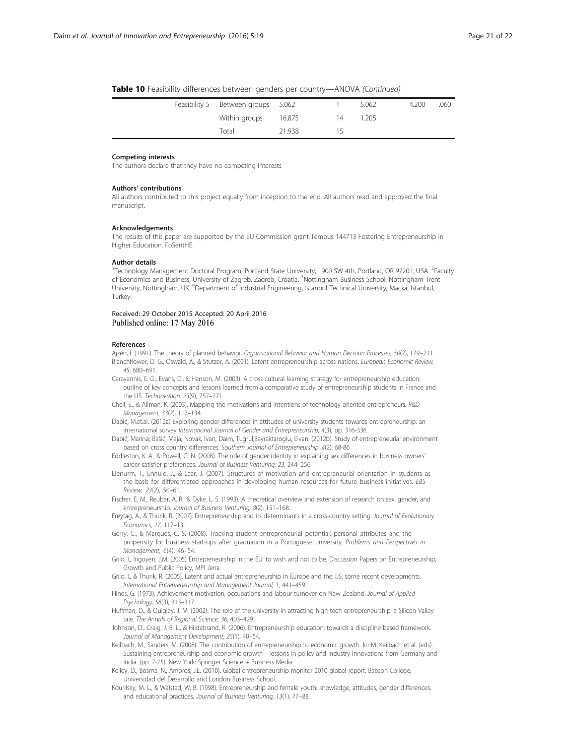**Table 10** Feasibility differences between genders per country—ANOVA *(Continued)*

| | | | | | | | |
|---|---|---|---|---|---|---|---|
| | Feasibility 5 | Between groups | 5.062 | 1 | 5.062 | 4.200 | .060 |
| | | Within groups | 16.875 | 14 | 1.205 | | |
| | | Total | 21.938 | 15 | | | |

#### Competing interests

The authors declare that they have no competing interests

#### Authors' contributions

All authors contributed to this project equally from inception to the end. All authors read and approved the final manuscript.

#### Acknowledgements

The results of this paper are supported by the EU Commission grant Tempus 144713 Fostering Entrepreneurship in Higher Education, FoSentHE.

#### Author details

[1]Technology Management Doctoral Program, Portland State University, 1900 SW 4th, Portland, OR 97201, USA. [2]Faculty of Economics and Business, University of Zagreb, Zagreb, Croatia. [3]Nottingham Business School, Nottingham Trent University, Nottingham, UK. [4]Department of Industrial Engineering, Istanbul Technical University, Macka, Istanbul, Turkey.

Received: 29 October 2015 Accepted: 20 April 2016
Published online: 17 May 2016

#### References

Ajzen, I. (1991). The theory of planned behavior. *Organizational Behavior and Human Decision Processes, 50*(2), 179–211.

Blanchflower, D. G., Oswald, A., & Stutzer, A. (2001). Latent entrepreneurship across nations. *European Economic Review, 45*, 680–691.

Carayannis, E. G., Evans, D., & Hanson, M. (2003). A cross-cultural learning strategy for entrepreneurship education: outline of key concepts and lessons learned from a comparative study of entrepreneurship students in France and the US. *Technovation, 23*(9), 757–771.

Chell, E., & Allman, K. (2003). Mapping the motivations and intentions of technology oriented entrepreneurs. *R&D Management, 33*(2), 117–134.

Dabić, M.et.al. (2012a) Exploring gender differences in attitudes of university students towards entrepreneurship: an international survey *International Journal of Gender and Entrepreneurship, 4*(3), pp. 316-336.

Dabić, Marina; Bašić, Maja; Novak, Ivan; Daim, Tugrul;Bayraktaroglu, Elvan. (2012b). Study of entrepreneurial environment based on cross country differences. *Southern Journal of Entrepreneurship. 4*(2); 68-86

Eddleston, K. A., & Powell, G. N. (2008). The role of gender identity in explaining sex differences in business owners' career satisfier preferences. *Journal of Business Venturing, 23*, 244–256.

Elenurm, T., Ennulo, J., & Laar, J. (2007). Structures of motivation and entrepreneurial orientation in students as the basis for differentiated approaches in developing human resources for future business initiatives. *EBS Review, 23*(2), 50–61.

Fischer, E. M., Reuber, A. R., & Dyke, L. S. (1993). A theoretical overview and extension of research on sex, gender, and entrepreneurship. *Journal of Business Venturing, 8*(2), 151–168.

Freytag, A., & Thurik, R. (2007). Entrepreneurship and its determinants in a cross-country setting. *Journal of Evolutionary Economics, 17*, 117–131.

Gerry, C., & Marques, C. S. (2008). Tracking student entrepreneurial potential: personal attributes and the propensity for business start-ups after graduation in a Portuguese university. *Problems and Perspectives in Management, 6*(4), 46–54.

Grilo, I., Irigoyen, J.M. (2005) Entrepreneurship in the EU: to wish and not to be. Discussion Papers on Entrepreneurship, Growth and Public Policy, MPI Jena.

Grilo, I., & Thurik, R. (2005). Latent and actual entrepreneurship in Europe and the US: some recent developments. *International Entrepreneurship and Management Journal, 1*, 441–459.

Hines, G. (1973). Achievement motivation, occupations and labour turnover on New Zealand. *Journal of Applied Psychology, 58*(3), 313–317.

Huffman, D., & Quigley, J. M. (2002). The role of the university in attracting high tech entrepreneurship: a Silicon Valley tale. *The Annals of Regional Science, 36*, 403–429.

Johnson, D., Craig, J. B. L., & Hildebrand, R. (2006). Entrepreneurship education: towards a discipline based framework. *Journal of Management Development, 25*(1), 40–54.

Keilbach, M., Sanders, M. (2008). The contribution of entrepreneurship to economic growth. In: M. Keilbach et al. (eds). Sustaining entrepreneurship and economic growth—lessons in policy and industry innovations from Germany and India. (pp. 7-25). New York: Springer Science + Business Media.

Kelley, D., Bosma, N., Amoros, J.E. (2010). Global entrepreneurship monitor 2010 global report. Babson College, Universidad del Desarrollo and London Business School.

Kourilsky, M. L., & Walstad, W. B. (1998). Entrepreneurship and female youth: knowledge, attitudes, gender differences, and educational practices. *Journal of Business Venturing, 13*(1), 77–88.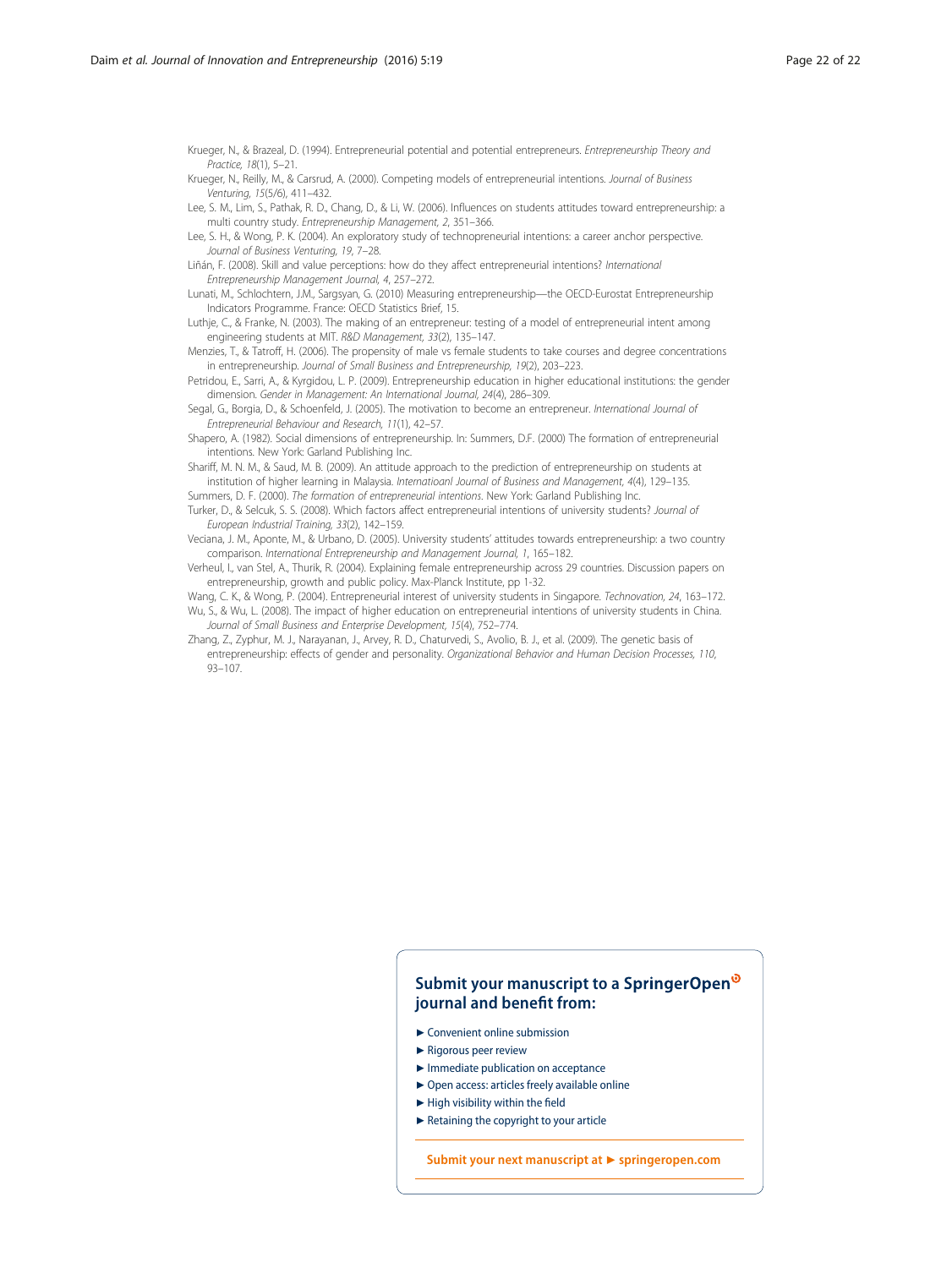Krueger, N., & Brazeal, D. (1994). Entrepreneurial potential and potential entrepreneurs. *Entrepreneurship Theory and Practice, 18*(1), 5–21.

Krueger, N., Reilly, M., & Carsrud, A. (2000). Competing models of entrepreneurial intentions. *Journal of Business Venturing, 15*(5/6), 411–432.

Lee, S. M., Lim, S., Pathak, R. D., Chang, D., & Li, W. (2006). Influences on students attitudes toward entrepreneurship: a multi country study. *Entrepreneurship Management, 2*, 351–366.

Lee, S. H., & Wong, P. K. (2004). An exploratory study of technopreneurial intentions: a career anchor perspective. *Journal of Business Venturing, 19*, 7–28.

Liñán, F. (2008). Skill and value perceptions: how do they affect entrepreneurial intentions? *International Entrepreneurship Management Journal, 4*, 257–272.

Lunati, M., Schlochtern, J.M., Sargsyan, G. (2010) Measuring entrepreneurship—the OECD-Eurostat Entrepreneurship Indicators Programme. France: OECD Statistics Brief, 15.

Luthje, C., & Franke, N. (2003). The making of an entrepreneur: testing of a model of entrepreneurial intent among engineering students at MIT. *R&D Management, 33*(2), 135–147.

Menzies, T., & Tatroff, H. (2006). The propensity of male vs female students to take courses and degree concentrations in entrepreneurship. *Journal of Small Business and Entrepreneurship, 19*(2), 203–223.

Petridou, E., Sarri, A., & Kyrgidou, L. P. (2009). Entrepreneurship education in higher educational institutions: the gender dimension. *Gender in Management: An International Journal, 24*(4), 286–309.

Segal, G., Borgia, D., & Schoenfeld, J. (2005). The motivation to become an entrepreneur. *International Journal of Entrepreneurial Behaviour and Research, 11*(1), 42–57.

Shapero, A. (1982). Social dimensions of entrepreneurship. In: Summers, D.F. (2000) The formation of entrepreneurial intentions. New York: Garland Publishing Inc.

Shariff, M. N. M., & Saud, M. B. (2009). An attitude approach to the prediction of entrepreneurship on students at institution of higher learning in Malaysia. *Internatioanl Journal of Business and Management, 4*(4), 129–135.

Summers, D. F. (2000). *The formation of entrepreneurial intentions*. New York: Garland Publishing Inc.

Turker, D., & Selcuk, S. S. (2008). Which factors affect entrepreneurial intentions of university students? *Journal of European Industrial Training, 33*(2), 142–159.

Veciana, J. M., Aponte, M., & Urbano, D. (2005). University students' attitudes towards entrepreneurship: a two country comparison. *International Entrepreneurship and Management Journal, 1*, 165–182.

Verheul, I., van Stel, A., Thurik, R. (2004). Explaining female entrepreneurship across 29 countries. Discussion papers on entrepreneurship, growth and public policy. Max-Planck Institute, pp 1-32.

Wang, C. K., & Wong, P. (2004). Entrepreneurial interest of university students in Singapore. *Technovation, 24*, 163–172.

Wu, S., & Wu, L. (2008). The impact of higher education on entrepreneurial intentions of university students in China. *Journal of Small Business and Enterprise Development, 15*(4), 752–774.

Zhang, Z., Zyphur, M. J., Narayanan, J., Arvey, R. D., Chaturvedi, S., Avolio, B. J., et al. (2009). The genetic basis of entrepreneurship: effects of gender and personality. *Organizational Behavior and Human Decision Processes, 110*, 93–107.

**Submit your manuscript to a SpringerOpen journal and benefit from:**

- ► Convenient online submission
- ► Rigorous peer review
- ► Immediate publication on acceptance
- ► Open access: articles freely available online
- ► High visibility within the field
- ► Retaining the copyright to your article

**Submit your next manuscript at ► springeropen.com**